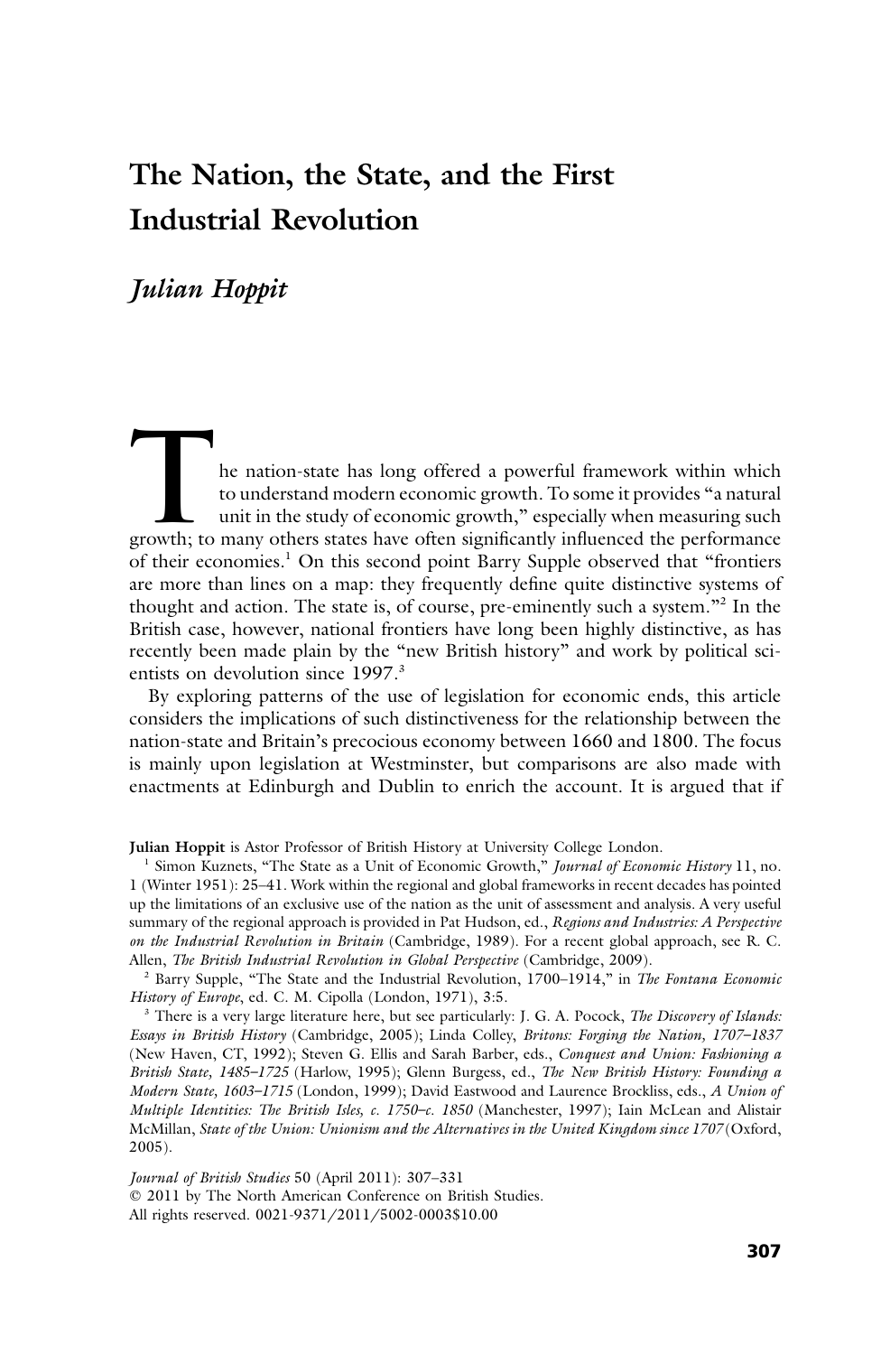# The Nation, the State, and the First Industrial Revolution

*Julian Hoppit*

The nation-state has long offered a powerful framework within which to understand modern economic growth. To some it provides "a natural unit in the study of economic growth," especially when measuring such growth; to many others states have often significantly influenced the performance of their economies.[1] On this second point Barry Supple observed that "frontiers are more than lines on a map: they frequently define quite distinctive systems of thought and action. The state is, of course, pre-eminently such a system."[2] In the British case, however, national frontiers have long been highly distinctive, as has recently been made plain by the "new British history" and work by political scientists on devolution since 1997.[3]

By exploring patterns of the use of legislation for economic ends, this article considers the implications of such distinctiveness for the relationship between the nation-state and Britain's precocious economy between 1660 and 1800. The focus is mainly upon legislation at Westminster, but comparisons are also made with enactments at Edinburgh and Dublin to enrich the account. It is argued that if

**Julian Hoppit** is Astor Professor of British History at University College London.

[1] Simon Kuznets, "The State as a Unit of Economic Growth," *Journal of Economic History* 11, no. 1 (Winter 1951): 25–41. Work within the regional and global frameworks in recent decades has pointed up the limitations of an exclusive use of the nation as the unit of assessment and analysis. A very useful summary of the regional approach is provided in Pat Hudson, ed., *Regions and Industries: A Perspective on the Industrial Revolution in Britain* (Cambridge, 1989). For a recent global approach, see R. C. Allen, *The British Industrial Revolution in Global Perspective* (Cambridge, 2009).

[2] Barry Supple, "The State and the Industrial Revolution, 1700–1914," in *The Fontana Economic History of Europe*, ed. C. M. Cipolla (London, 1971), 3:5.

[3] There is a very large literature here, but see particularly: J. G. A. Pocock, *The Discovery of Islands: Essays in British History* (Cambridge, 2005); Linda Colley, *Britons: Forging the Nation, 1707–1837* (New Haven, CT, 1992); Steven G. Ellis and Sarah Barber, eds., *Conquest and Union: Fashioning a British State, 1485–1725* (Harlow, 1995); Glenn Burgess, ed., *The New British History: Founding a Modern State, 1603–1715* (London, 1999); David Eastwood and Laurence Brockliss, eds., *A Union of Multiple Identities: The British Isles, c. 1750–c. 1850* (Manchester, 1997); Iain McLean and Alistair McMillan, *State of the Union: Unionism and the Alternatives in the United Kingdom since 1707* (Oxford, 2005).

*Journal of British Studies* 50 (April 2011): 307–331
© 2011 by The North American Conference on British Studies.
All rights reserved. 0021-9371/2011/5002-0003$10.00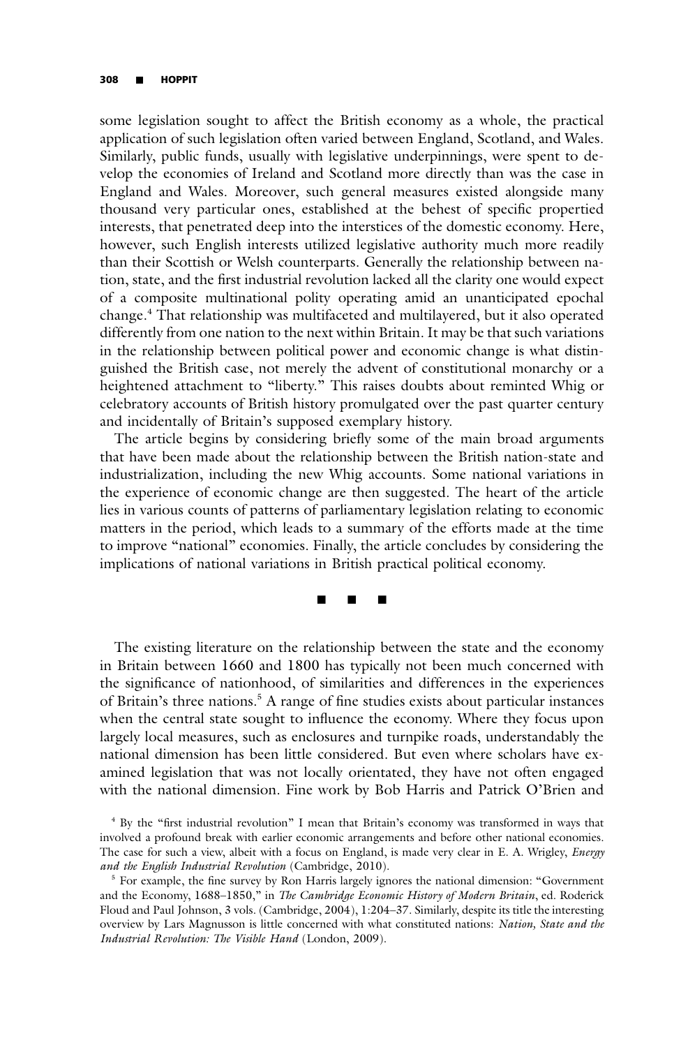some legislation sought to affect the British economy as a whole, the practical application of such legislation often varied between England, Scotland, and Wales. Similarly, public funds, usually with legislative underpinnings, were spent to develop the economies of Ireland and Scotland more directly than was the case in England and Wales. Moreover, such general measures existed alongside many thousand very particular ones, established at the behest of specific propertied interests, that penetrated deep into the interstices of the domestic economy. Here, however, such English interests utilized legislative authority much more readily than their Scottish or Welsh counterparts. Generally the relationship between nation, state, and the first industrial revolution lacked all the clarity one would expect of a composite multinational polity operating amid an unanticipated epochal change.[4] That relationship was multifaceted and multilayered, but it also operated differently from one nation to the next within Britain. It may be that such variations in the relationship between political power and economic change is what distinguished the British case, not merely the advent of constitutional monarchy or a heightened attachment to "liberty." This raises doubts about reminted Whig or celebratory accounts of British history promulgated over the past quarter century and incidentally of Britain's supposed exemplary history.

The article begins by considering briefly some of the main broad arguments that have been made about the relationship between the British nation-state and industrialization, including the new Whig accounts. Some national variations in the experience of economic change are then suggested. The heart of the article lies in various counts of patterns of parliamentary legislation relating to economic matters in the period, which leads to a summary of the efforts made at the time to improve "national" economies. Finally, the article concludes by considering the implications of national variations in British practical political economy.

■ ■ ■

The existing literature on the relationship between the state and the economy in Britain between 1660 and 1800 has typically not been much concerned with the significance of nationhood, of similarities and differences in the experiences of Britain's three nations.[5] A range of fine studies exists about particular instances when the central state sought to influence the economy. Where they focus upon largely local measures, such as enclosures and turnpike roads, understandably the national dimension has been little considered. But even where scholars have examined legislation that was not locally orientated, they have not often engaged with the national dimension. Fine work by Bob Harris and Patrick O'Brien and

[4] By the "first industrial revolution" I mean that Britain's economy was transformed in ways that involved a profound break with earlier economic arrangements and before other national economies. The case for such a view, albeit with a focus on England, is made very clear in E. A. Wrigley, *Energy and the English Industrial Revolution* (Cambridge, 2010).

[5] For example, the fine survey by Ron Harris largely ignores the national dimension: "Government and the Economy, 1688–1850," in *The Cambridge Economic History of Modern Britain*, ed. Roderick Floud and Paul Johnson, 3 vols. (Cambridge, 2004), 1:204–37. Similarly, despite its title the interesting overview by Lars Magnusson is little concerned with what constituted nations: *Nation, State and the Industrial Revolution: The Visible Hand* (London, 2009).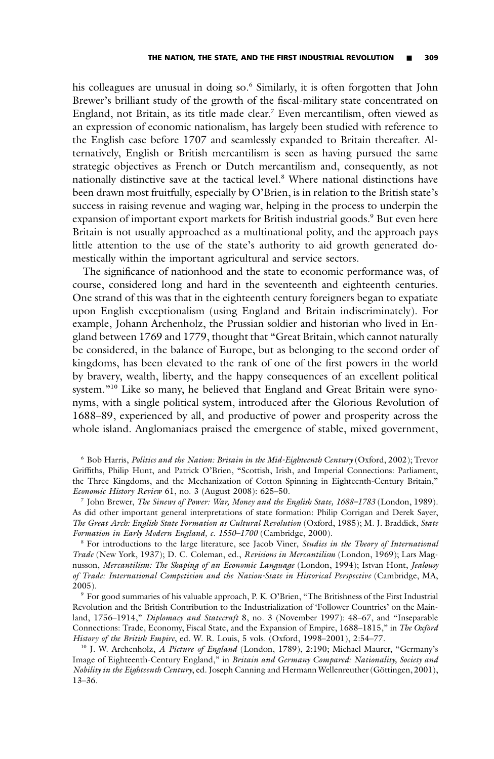his colleagues are unusual in doing so.[6] Similarly, it is often forgotten that John Brewer's brilliant study of the growth of the fiscal-military state concentrated on England, not Britain, as its title made clear.[7] Even mercantilism, often viewed as an expression of economic nationalism, has largely been studied with reference to the English case before 1707 and seamlessly expanded to Britain thereafter. Alternatively, English or British mercantilism is seen as having pursued the same strategic objectives as French or Dutch mercantilism and, consequently, as not nationally distinctive save at the tactical level.[8] Where national distinctions have been drawn most fruitfully, especially by O'Brien, is in relation to the British state's success in raising revenue and waging war, helping in the process to underpin the expansion of important export markets for British industrial goods.[9] But even here Britain is not usually approached as a multinational polity, and the approach pays little attention to the use of the state's authority to aid growth generated domestically within the important agricultural and service sectors.

The significance of nationhood and the state to economic performance was, of course, considered long and hard in the seventeenth and eighteenth centuries. One strand of this was that in the eighteenth century foreigners began to expatiate upon English exceptionalism (using England and Britain indiscriminately). For example, Johann Archenholz, the Prussian soldier and historian who lived in England between 1769 and 1779, thought that "Great Britain, which cannot naturally be considered, in the balance of Europe, but as belonging to the second order of kingdoms, has been elevated to the rank of one of the first powers in the world by bravery, wealth, liberty, and the happy consequences of an excellent political system."[10] Like so many, he believed that England and Great Britain were synonyms, with a single political system, introduced after the Glorious Revolution of 1688–89, experienced by all, and productive of power and prosperity across the whole island. Anglomaniacs praised the emergence of stable, mixed government,

[6] Bob Harris, *Politics and the Nation: Britain in the Mid-Eighteenth Century* (Oxford, 2002); Trevor Griffiths, Philip Hunt, and Patrick O'Brien, "Scottish, Irish, and Imperial Connections: Parliament, the Three Kingdoms, and the Mechanization of Cotton Spinning in Eighteenth-Century Britain," *Economic History Review* 61, no. 3 (August 2008): 625–50.

[7] John Brewer, *The Sinews of Power: War, Money and the English State, 1688–1783* (London, 1989). As did other important general interpretations of state formation: Philip Corrigan and Derek Sayer, *The Great Arch: English State Formation as Cultural Revolution* (Oxford, 1985); M. J. Braddick, *State Formation in Early Modern England, c. 1550–1700* (Cambridge, 2000).

[8] For introductions to the large literature, see Jacob Viner, *Studies in the Theory of International Trade* (New York, 1937); D. C. Coleman, ed., *Revisions in Mercantilism* (London, 1969); Lars Magnusson, *Mercantilism: The Shaping of an Economic Language* (London, 1994); Istvan Hont, *Jealousy of Trade: International Competition and the Nation-State in Historical Perspective* (Cambridge, MA, 2005).

[9] For good summaries of his valuable approach, P. K. O'Brien, "The Britishness of the First Industrial Revolution and the British Contribution to the Industrialization of 'Follower Countries' on the Mainland, 1756–1914," *Diplomacy and Statecraft* 8, no. 3 (November 1997): 48–67, and "Inseparable Connections: Trade, Economy, Fiscal State, and the Expansion of Empire, 1688–1815," in *The Oxford History of the British Empire*, ed. W. R. Louis, 5 vols. (Oxford, 1998–2001), 2:54–77.

[10] J. W. Archenholz, *A Picture of England* (London, 1789), 2:190; Michael Maurer, "Germany's Image of Eighteenth-Century England," in *Britain and Germany Compared: Nationality, Society and Nobility in the Eighteenth Century*, ed. Joseph Canning and Hermann Wellenreuther (Göttingen, 2001), 13–36.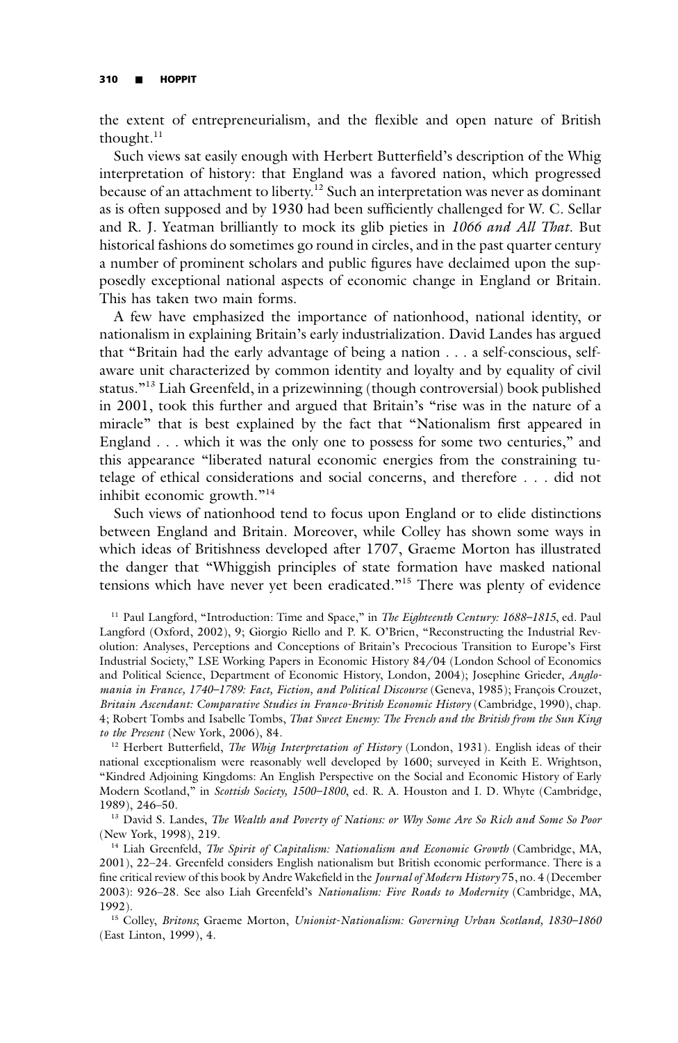the extent of entrepreneurialism, and the flexible and open nature of British thought.[11]

Such views sat easily enough with Herbert Butterfield's description of the Whig interpretation of history: that England was a favored nation, which progressed because of an attachment to liberty.[12] Such an interpretation was never as dominant as is often supposed and by 1930 had been sufficiently challenged for W. C. Sellar and R. J. Yeatman brilliantly to mock its glib pieties in *1066 and All That*. But historical fashions do sometimes go round in circles, and in the past quarter century a number of prominent scholars and public figures have declaimed upon the supposedly exceptional national aspects of economic change in England or Britain. This has taken two main forms.

A few have emphasized the importance of nationhood, national identity, or nationalism in explaining Britain's early industrialization. David Landes has argued that "Britain had the early advantage of being a nation . . . a self-conscious, self-aware unit characterized by common identity and loyalty and by equality of civil status."[13] Liah Greenfeld, in a prizewinning (though controversial) book published in 2001, took this further and argued that Britain's "rise was in the nature of a miracle" that is best explained by the fact that "Nationalism first appeared in England . . . which it was the only one to possess for some two centuries," and this appearance "liberated natural economic energies from the constraining tutelage of ethical considerations and social concerns, and therefore . . . did not inhibit economic growth."[14]

Such views of nationhood tend to focus upon England or to elide distinctions between England and Britain. Moreover, while Colley has shown some ways in which ideas of Britishness developed after 1707, Graeme Morton has illustrated the danger that "Whiggish principles of state formation have masked national tensions which have never yet been eradicated."[15] There was plenty of evidence

[11] Paul Langford, "Introduction: Time and Space," in *The Eighteenth Century: 1688–1815*, ed. Paul Langford (Oxford, 2002), 9; Giorgio Riello and P. K. O'Brien, "Reconstructing the Industrial Revolution: Analyses, Perceptions and Conceptions of Britain's Precocious Transition to Europe's First Industrial Society," LSE Working Papers in Economic History 84/04 (London School of Economics and Political Science, Department of Economic History, London, 2004); Josephine Grieder, *Anglomania in France, 1740–1789: Fact, Fiction, and Political Discourse* (Geneva, 1985); François Crouzet, *Britain Ascendant: Comparative Studies in Franco-British Economic History* (Cambridge, 1990), chap. 4; Robert Tombs and Isabelle Tombs, *That Sweet Enemy: The French and the British from the Sun King to the Present* (New York, 2006), 84.

[12] Herbert Butterfield, *The Whig Interpretation of History* (London, 1931). English ideas of their national exceptionalism were reasonably well developed by 1600; surveyed in Keith E. Wrightson, "Kindred Adjoining Kingdoms: An English Perspective on the Social and Economic History of Early Modern Scotland," in *Scottish Society, 1500–1800*, ed. R. A. Houston and I. D. Whyte (Cambridge, 1989), 246–50.

[13] David S. Landes, *The Wealth and Poverty of Nations: or Why Some Are So Rich and Some So Poor* (New York, 1998), 219.

[14] Liah Greenfeld, *The Spirit of Capitalism: Nationalism and Economic Growth* (Cambridge, MA, 2001), 22–24. Greenfeld considers English nationalism but British economic performance. There is a fine critical review of this book by Andre Wakefield in the *Journal of Modern History* 75, no. 4 (December 2003): 926–28. See also Liah Greenfeld's *Nationalism: Five Roads to Modernity* (Cambridge, MA, 1992).

[15] Colley, *Britons*; Graeme Morton, *Unionist-Nationalism: Governing Urban Scotland, 1830–1860* (East Linton, 1999), 4.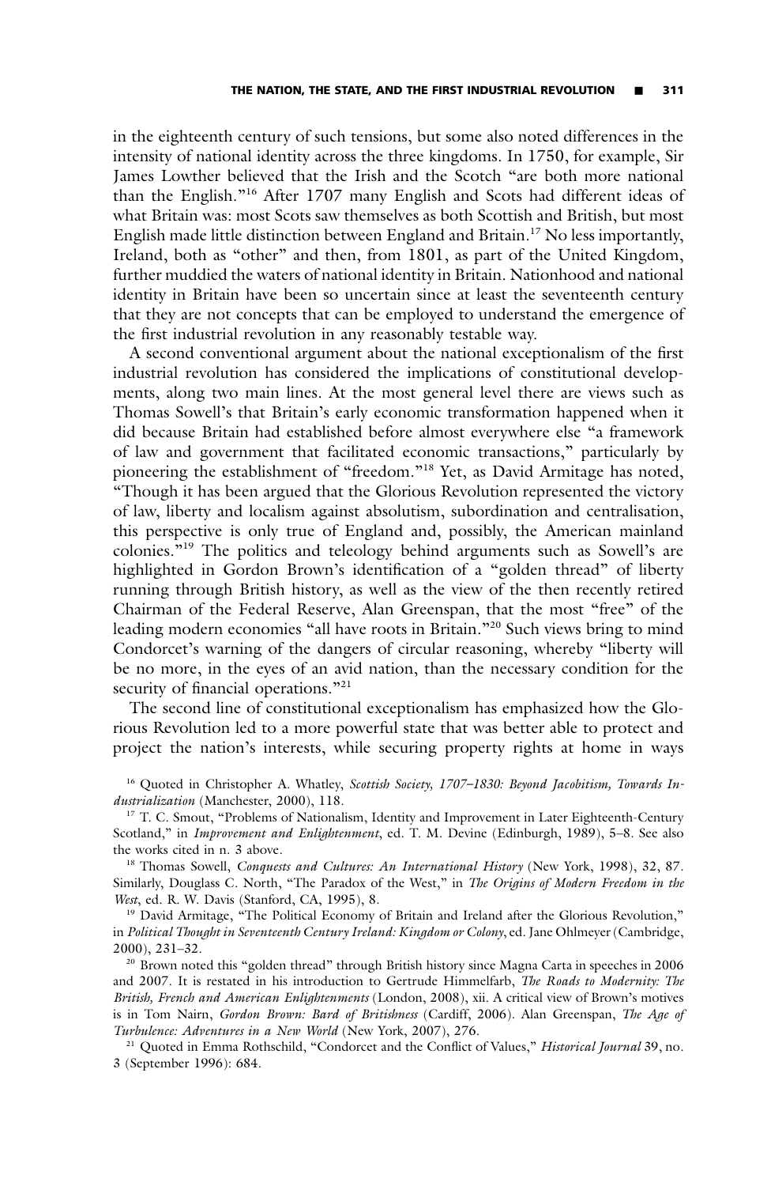in the eighteenth century of such tensions, but some also noted differences in the intensity of national identity across the three kingdoms. In 1750, for example, Sir James Lowther believed that the Irish and the Scotch "are both more national than the English."[16] After 1707 many English and Scots had different ideas of what Britain was: most Scots saw themselves as both Scottish and British, but most English made little distinction between England and Britain.[17] No less importantly, Ireland, both as "other" and then, from 1801, as part of the United Kingdom, further muddied the waters of national identity in Britain. Nationhood and national identity in Britain have been so uncertain since at least the seventeenth century that they are not concepts that can be employed to understand the emergence of the first industrial revolution in any reasonably testable way.

A second conventional argument about the national exceptionalism of the first industrial revolution has considered the implications of constitutional developments, along two main lines. At the most general level there are views such as Thomas Sowell's that Britain's early economic transformation happened when it did because Britain had established before almost everywhere else "a framework of law and government that facilitated economic transactions," particularly by pioneering the establishment of "freedom."[18] Yet, as David Armitage has noted, "Though it has been argued that the Glorious Revolution represented the victory of law, liberty and localism against absolutism, subordination and centralisation, this perspective is only true of England and, possibly, the American mainland colonies."[19] The politics and teleology behind arguments such as Sowell's are highlighted in Gordon Brown's identification of a "golden thread" of liberty running through British history, as well as the view of the then recently retired Chairman of the Federal Reserve, Alan Greenspan, that the most "free" of the leading modern economies "all have roots in Britain."[20] Such views bring to mind Condorcet's warning of the dangers of circular reasoning, whereby "liberty will be no more, in the eyes of an avid nation, than the necessary condition for the security of financial operations."[21]

The second line of constitutional exceptionalism has emphasized how the Glorious Revolution led to a more powerful state that was better able to protect and project the nation's interests, while securing property rights at home in ways

[16] Quoted in Christopher A. Whatley, *Scottish Society, 1707–1830: Beyond Jacobitism, Towards Industrialization* (Manchester, 2000), 118.

[17] T. C. Smout, "Problems of Nationalism, Identity and Improvement in Later Eighteenth-Century Scotland," in *Improvement and Enlightenment*, ed. T. M. Devine (Edinburgh, 1989), 5–8. See also the works cited in n. 3 above.

[18] Thomas Sowell, *Conquests and Cultures: An International History* (New York, 1998), 32, 87. Similarly, Douglass C. North, "The Paradox of the West," in *The Origins of Modern Freedom in the West*, ed. R. W. Davis (Stanford, CA, 1995), 8.

[19] David Armitage, "The Political Economy of Britain and Ireland after the Glorious Revolution," in *Political Thought in Seventeenth Century Ireland: Kingdom or Colony*, ed. Jane Ohlmeyer (Cambridge, 2000), 231–32.

[20] Brown noted this "golden thread" through British history since Magna Carta in speeches in 2006 and 2007. It is restated in his introduction to Gertrude Himmelfarb, *The Roads to Modernity: The British, French and American Enlightenments* (London, 2008), xii. A critical view of Brown's motives is in Tom Nairn, *Gordon Brown: Bard of Britishness* (Cardiff, 2006). Alan Greenspan, *The Age of Turbulence: Adventures in a New World* (New York, 2007), 276.

[21] Quoted in Emma Rothschild, "Condorcet and the Conflict of Values," *Historical Journal* 39, no. 3 (September 1996): 684.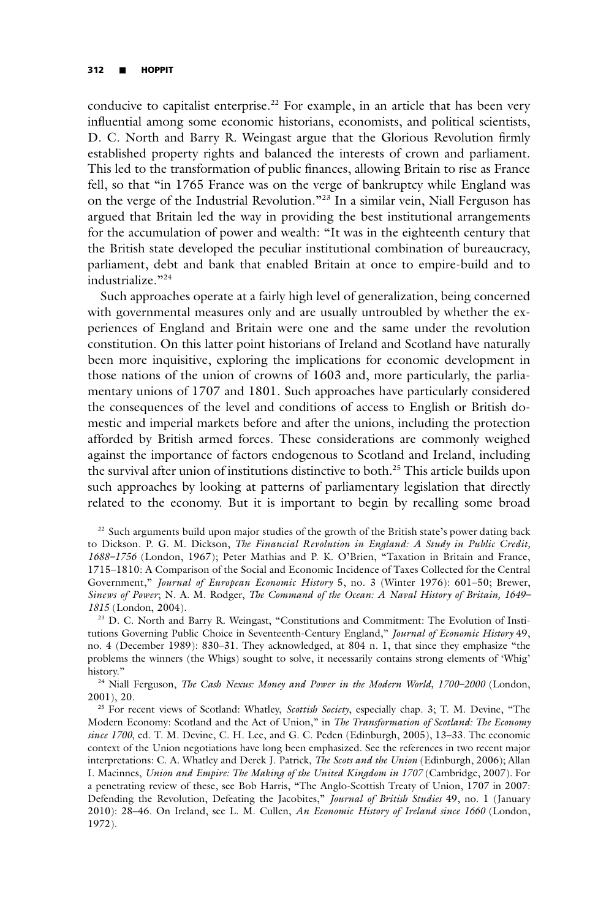conducive to capitalist enterprise.[22] For example, in an article that has been very influential among some economic historians, economists, and political scientists, D. C. North and Barry R. Weingast argue that the Glorious Revolution firmly established property rights and balanced the interests of crown and parliament. This led to the transformation of public finances, allowing Britain to rise as France fell, so that "in 1765 France was on the verge of bankruptcy while England was on the verge of the Industrial Revolution."[23] In a similar vein, Niall Ferguson has argued that Britain led the way in providing the best institutional arrangements for the accumulation of power and wealth: "It was in the eighteenth century that the British state developed the peculiar institutional combination of bureaucracy, parliament, debt and bank that enabled Britain at once to empire-build and to industrialize."[24]

Such approaches operate at a fairly high level of generalization, being concerned with governmental measures only and are usually untroubled by whether the experiences of England and Britain were one and the same under the revolution constitution. On this latter point historians of Ireland and Scotland have naturally been more inquisitive, exploring the implications for economic development in those nations of the union of crowns of 1603 and, more particularly, the parliamentary unions of 1707 and 1801. Such approaches have particularly considered the consequences of the level and conditions of access to English or British domestic and imperial markets before and after the unions, including the protection afforded by British armed forces. These considerations are commonly weighed against the importance of factors endogenous to Scotland and Ireland, including the survival after union of institutions distinctive to both.[25] This article builds upon such approaches by looking at patterns of parliamentary legislation that directly related to the economy. But it is important to begin by recalling some broad

[22] Such arguments build upon major studies of the growth of the British state's power dating back to Dickson. P. G. M. Dickson, *The Financial Revolution in England: A Study in Public Credit, 1688–1756* (London, 1967); Peter Mathias and P. K. O'Brien, "Taxation in Britain and France, 1715–1810: A Comparison of the Social and Economic Incidence of Taxes Collected for the Central Government," *Journal of European Economic History* 5, no. 3 (Winter 1976): 601–50; Brewer, *Sinews of Power*; N. A. M. Rodger, *The Command of the Ocean: A Naval History of Britain, 1649–1815* (London, 2004).

[23] D. C. North and Barry R. Weingast, "Constitutions and Commitment: The Evolution of Institutions Governing Public Choice in Seventeenth-Century England," *Journal of Economic History* 49, no. 4 (December 1989): 830–31. They acknowledged, at 804 n. 1, that since they emphasize "the problems the winners (the Whigs) sought to solve, it necessarily contains strong elements of 'Whig' history."

[24] Niall Ferguson, *The Cash Nexus: Money and Power in the Modern World, 1700–2000* (London, 2001), 20.

[25] For recent views of Scotland: Whatley, *Scottish Society*, especially chap. 3; T. M. Devine, "The Modern Economy: Scotland and the Act of Union," in *The Transformation of Scotland: The Economy since 1700*, ed. T. M. Devine, C. H. Lee, and G. C. Peden (Edinburgh, 2005), 13–33. The economic context of the Union negotiations have long been emphasized. See the references in two recent major interpretations: C. A. Whatley and Derek J. Patrick, *The Scots and the Union* (Edinburgh, 2006); Allan I. Macinnes, *Union and Empire: The Making of the United Kingdom in 1707* (Cambridge, 2007). For a penetrating review of these, see Bob Harris, "The Anglo-Scottish Treaty of Union, 1707 in 2007: Defending the Revolution, Defeating the Jacobites," *Journal of British Studies* 49, no. 1 (January 2010): 28–46. On Ireland, see L. M. Cullen, *An Economic History of Ireland since 1660* (London, 1972).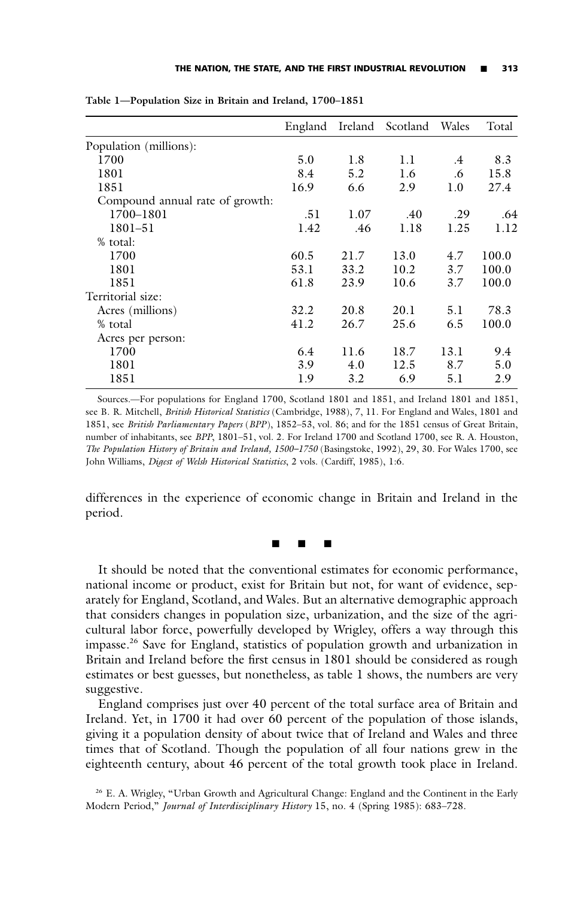**Table 1—Population Size in Britain and Ireland, 1700–1851**

| | England | Ireland | Scotland | Wales | Total |
|---|---|---|---|---|---|
| Population (millions): | | | | | |
| 1700 | 5.0 | 1.8 | 1.1 | .4 | 8.3 |
| 1801 | 8.4 | 5.2 | 1.6 | .6 | 15.8 |
| 1851 | 16.9 | 6.6 | 2.9 | 1.0 | 27.4 |
| Compound annual rate of growth: | | | | | |
| 1700–1801 | .51 | 1.07 | .40 | .29 | .64 |
| 1801–51 | 1.42 | .46 | 1.18 | 1.25 | 1.12 |
| % total: | | | | | |
| 1700 | 60.5 | 21.7 | 13.0 | 4.7 | 100.0 |
| 1801 | 53.1 | 33.2 | 10.2 | 3.7 | 100.0 |
| 1851 | 61.8 | 23.9 | 10.6 | 3.7 | 100.0 |
| Territorial size: | | | | | |
| Acres (millions) | 32.2 | 20.8 | 20.1 | 5.1 | 78.3 |
| % total | 41.2 | 26.7 | 25.6 | 6.5 | 100.0 |
| Acres per person: | | | | | |
| 1700 | 6.4 | 11.6 | 18.7 | 13.1 | 9.4 |
| 1801 | 3.9 | 4.0 | 12.5 | 8.7 | 5.0 |
| 1851 | 1.9 | 3.2 | 6.9 | 5.1 | 2.9 |

Sources.—For populations for England 1700, Scotland 1801 and 1851, and Ireland 1801 and 1851, see B. R. Mitchell, *British Historical Statistics* (Cambridge, 1988), 7, 11. For England and Wales, 1801 and 1851, see *British Parliamentary Papers* (*BPP*), 1852–53, vol. 86; and for the 1851 census of Great Britain, number of inhabitants, see *BPP*, 1801–51, vol. 2. For Ireland 1700 and Scotland 1700, see R. A. Houston, *The Population History of Britain and Ireland, 1500–1750* (Basingstoke, 1992), 29, 30. For Wales 1700, see John Williams, *Digest of Welsh Historical Statistics*, 2 vols. (Cardiff, 1985), 1:6.

differences in the experience of economic change in Britain and Ireland in the period.

■ ■ ■

It should be noted that the conventional estimates for economic performance, national income or product, exist for Britain but not, for want of evidence, separately for England, Scotland, and Wales. But an alternative demographic approach that considers changes in population size, urbanization, and the size of the agricultural labor force, powerfully developed by Wrigley, offers a way through this impasse.[26] Save for England, statistics of population growth and urbanization in Britain and Ireland before the first census in 1801 should be considered as rough estimates or best guesses, but nonetheless, as table 1 shows, the numbers are very suggestive.

England comprises just over 40 percent of the total surface area of Britain and Ireland. Yet, in 1700 it had over 60 percent of the population of those islands, giving it a population density of about twice that of Ireland and Wales and three times that of Scotland. Though the population of all four nations grew in the eighteenth century, about 46 percent of the total growth took place in Ireland.

[26] E. A. Wrigley, "Urban Growth and Agricultural Change: England and the Continent in the Early Modern Period," *Journal of Interdisciplinary History* 15, no. 4 (Spring 1985): 683–728.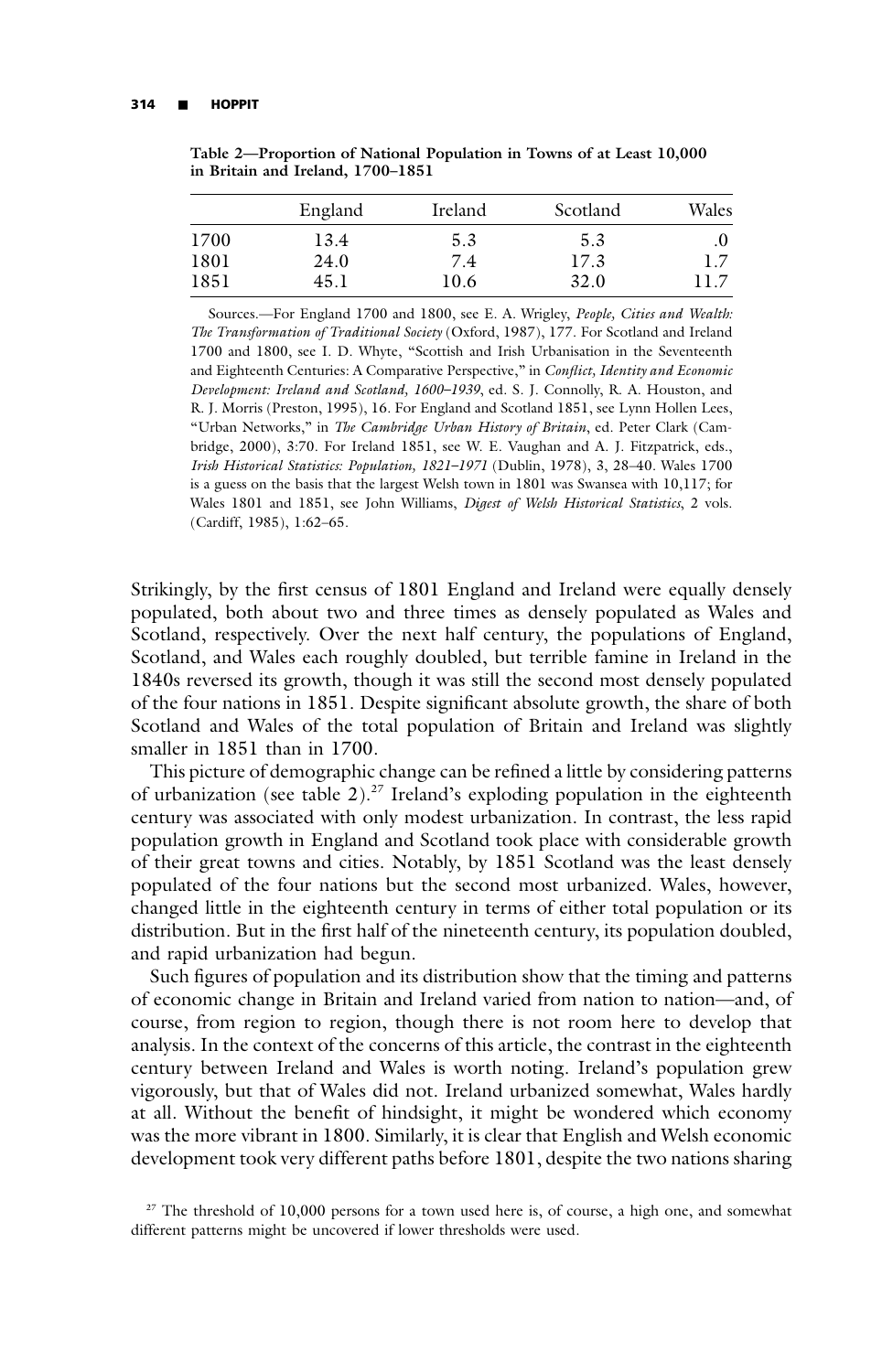**Table 2—Proportion of National Population in Towns of at Least 10,000 in Britain and Ireland, 1700–1851**

| | England | Ireland | Scotland | Wales |
|---|---|---|---|---|
| 1700 | 13.4 | 5.3 | 5.3 | .0 |
| 1801 | 24.0 | 7.4 | 17.3 | 1.7 |
| 1851 | 45.1 | 10.6 | 32.0 | 11.7 |

Sources.—For England 1700 and 1800, see E. A. Wrigley, *People, Cities and Wealth: The Transformation of Traditional Society* (Oxford, 1987), 177. For Scotland and Ireland 1700 and 1800, see I. D. Whyte, "Scottish and Irish Urbanisation in the Seventeenth and Eighteenth Centuries: A Comparative Perspective," in *Conflict, Identity and Economic Development: Ireland and Scotland, 1600–1939*, ed. S. J. Connolly, R. A. Houston, and R. J. Morris (Preston, 1995), 16. For England and Scotland 1851, see Lynn Hollen Lees, "Urban Networks," in *The Cambridge Urban History of Britain*, ed. Peter Clark (Cambridge, 2000), 3:70. For Ireland 1851, see W. E. Vaughan and A. J. Fitzpatrick, eds., *Irish Historical Statistics: Population, 1821–1971* (Dublin, 1978), 3, 28–40. Wales 1700 is a guess on the basis that the largest Welsh town in 1801 was Swansea with 10,117; for Wales 1801 and 1851, see John Williams, *Digest of Welsh Historical Statistics*, 2 vols. (Cardiff, 1985), 1:62–65.

Strikingly, by the first census of 1801 England and Ireland were equally densely populated, both about two and three times as densely populated as Wales and Scotland, respectively. Over the next half century, the populations of England, Scotland, and Wales each roughly doubled, but terrible famine in Ireland in the 1840s reversed its growth, though it was still the second most densely populated of the four nations in 1851. Despite significant absolute growth, the share of both Scotland and Wales of the total population of Britain and Ireland was slightly smaller in 1851 than in 1700.

This picture of demographic change can be refined a little by considering patterns of urbanization (see table 2).[27] Ireland's exploding population in the eighteenth century was associated with only modest urbanization. In contrast, the less rapid population growth in England and Scotland took place with considerable growth of their great towns and cities. Notably, by 1851 Scotland was the least densely populated of the four nations but the second most urbanized. Wales, however, changed little in the eighteenth century in terms of either total population or its distribution. But in the first half of the nineteenth century, its population doubled, and rapid urbanization had begun.

Such figures of population and its distribution show that the timing and patterns of economic change in Britain and Ireland varied from nation to nation—and, of course, from region to region, though there is not room here to develop that analysis. In the context of the concerns of this article, the contrast in the eighteenth century between Ireland and Wales is worth noting. Ireland's population grew vigorously, but that of Wales did not. Ireland urbanized somewhat, Wales hardly at all. Without the benefit of hindsight, it might be wondered which economy was the more vibrant in 1800. Similarly, it is clear that English and Welsh economic development took very different paths before 1801, despite the two nations sharing

[27] The threshold of 10,000 persons for a town used here is, of course, a high one, and somewhat different patterns might be uncovered if lower thresholds were used.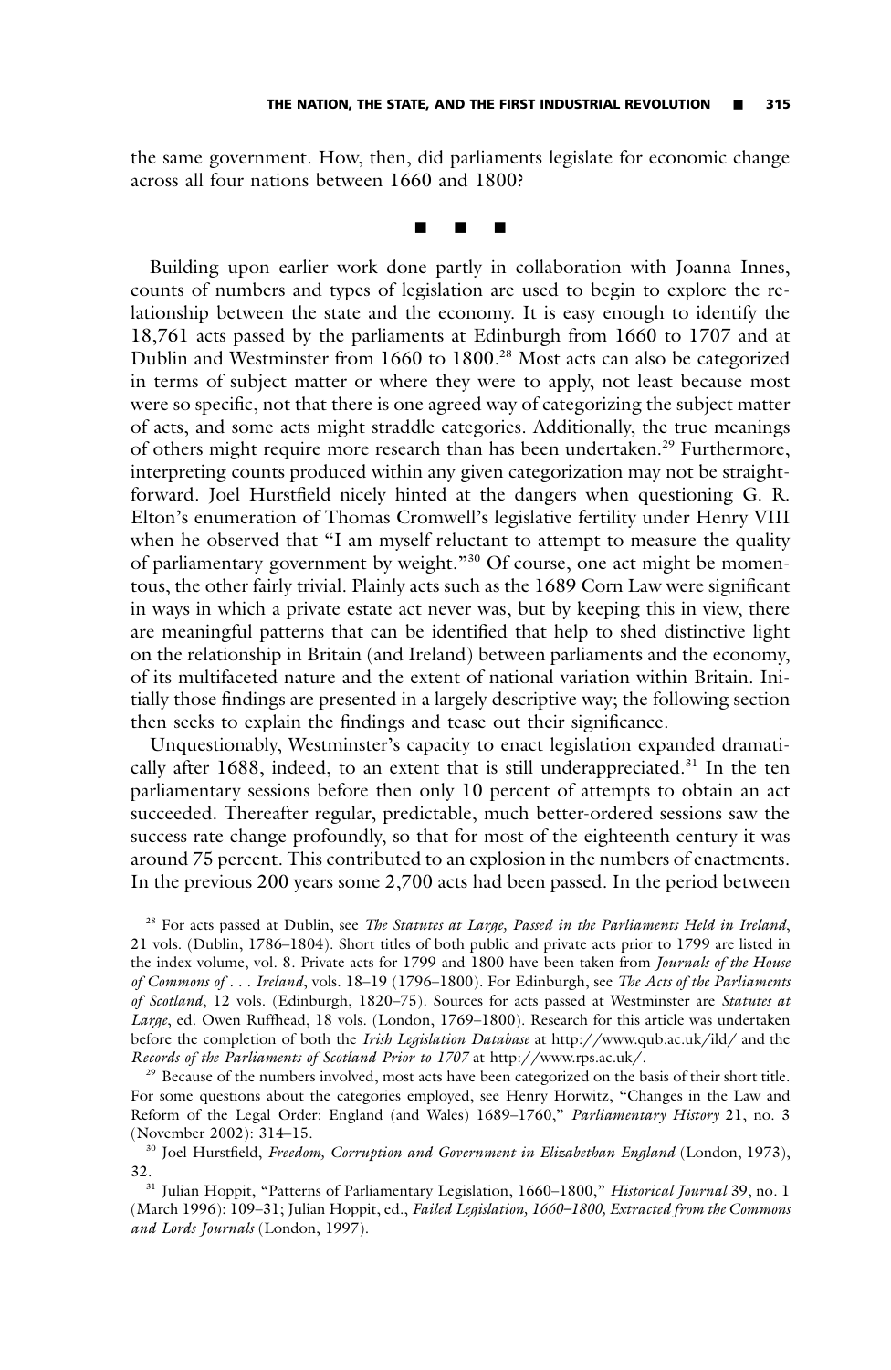the same government. How, then, did parliaments legislate for economic change across all four nations between 1660 and 1800?

■ ■ ■

Building upon earlier work done partly in collaboration with Joanna Innes, counts of numbers and types of legislation are used to begin to explore the relationship between the state and the economy. It is easy enough to identify the 18,761 acts passed by the parliaments at Edinburgh from 1660 to 1707 and at Dublin and Westminster from 1660 to 1800.[28] Most acts can also be categorized in terms of subject matter or where they were to apply, not least because most were so specific, not that there is one agreed way of categorizing the subject matter of acts, and some acts might straddle categories. Additionally, the true meanings of others might require more research than has been undertaken.[29] Furthermore, interpreting counts produced within any given categorization may not be straightforward. Joel Hurstfield nicely hinted at the dangers when questioning G. R. Elton's enumeration of Thomas Cromwell's legislative fertility under Henry VIII when he observed that "I am myself reluctant to attempt to measure the quality of parliamentary government by weight."[30] Of course, one act might be momentous, the other fairly trivial. Plainly acts such as the 1689 Corn Law were significant in ways in which a private estate act never was, but by keeping this in view, there are meaningful patterns that can be identified that help to shed distinctive light on the relationship in Britain (and Ireland) between parliaments and the economy, of its multifaceted nature and the extent of national variation within Britain. Initially those findings are presented in a largely descriptive way; the following section then seeks to explain the findings and tease out their significance.

Unquestionably, Westminster's capacity to enact legislation expanded dramatically after 1688, indeed, to an extent that is still underappreciated.[31] In the ten parliamentary sessions before then only 10 percent of attempts to obtain an act succeeded. Thereafter regular, predictable, much better-ordered sessions saw the success rate change profoundly, so that for most of the eighteenth century it was around 75 percent. This contributed to an explosion in the numbers of enactments. In the previous 200 years some 2,700 acts had been passed. In the period between

---

[28] For acts passed at Dublin, see *The Statutes at Large, Passed in the Parliaments Held in Ireland*, 21 vols. (Dublin, 1786–1804). Short titles of both public and private acts prior to 1799 are listed in the index volume, vol. 8. Private acts for 1799 and 1800 have been taken from *Journals of the House of Commons of . . . Ireland*, vols. 18–19 (1796–1800). For Edinburgh, see *The Acts of the Parliaments of Scotland*, 12 vols. (Edinburgh, 1820–75). Sources for acts passed at Westminster are *Statutes at Large*, ed. Owen Ruffhead, 18 vols. (London, 1769–1800). Research for this article was undertaken before the completion of both the *Irish Legislation Database* at http://www.qub.ac.uk/ild/ and the *Records of the Parliaments of Scotland Prior to 1707* at http://www.rps.ac.uk/.

[29] Because of the numbers involved, most acts have been categorized on the basis of their short title. For some questions about the categories employed, see Henry Horwitz, "Changes in the Law and Reform of the Legal Order: England (and Wales) 1689–1760," *Parliamentary History* 21, no. 3 (November 2002): 314–15.

[30] Joel Hurstfield, *Freedom, Corruption and Government in Elizabethan England* (London, 1973), 32.

[31] Julian Hoppit, "Patterns of Parliamentary Legislation, 1660–1800," *Historical Journal* 39, no. 1 (March 1996): 109–31; Julian Hoppit, ed., *Failed Legislation, 1660–1800, Extracted from the Commons and Lords Journals* (London, 1997).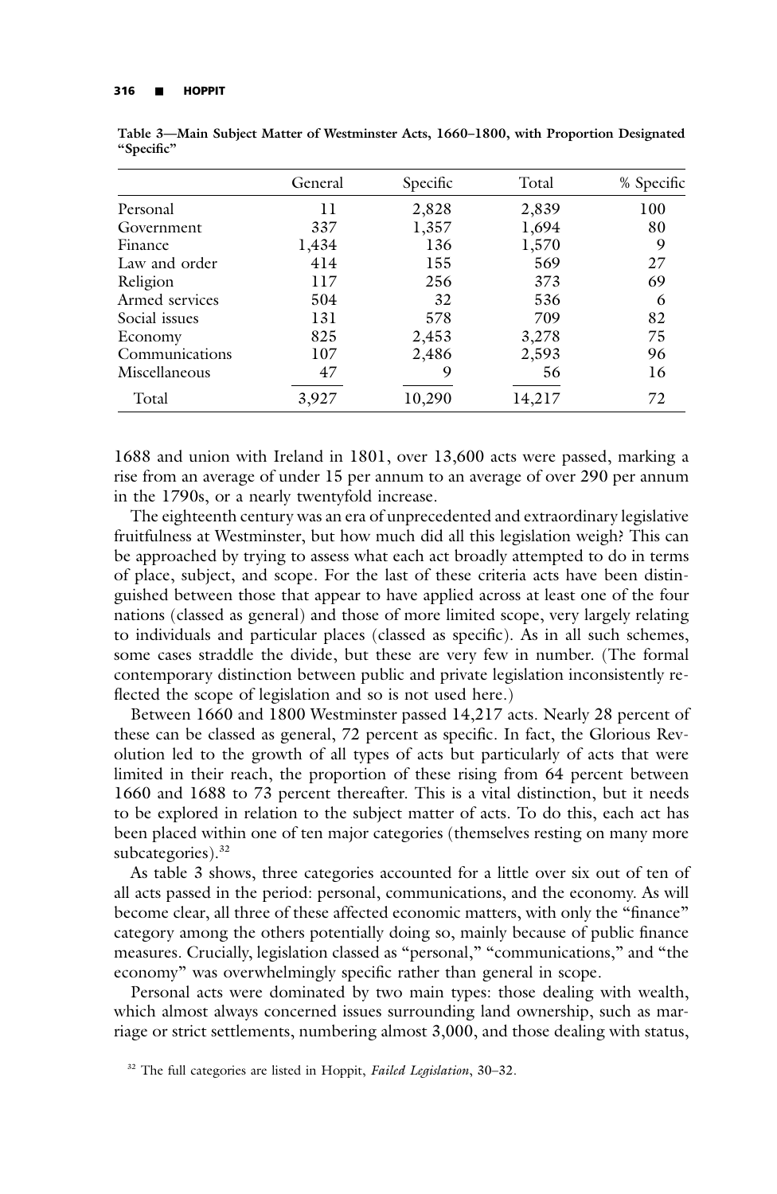Table 3—Main Subject Matter of Westminster Acts, 1660–1800, with Proportion Designated "Specific"

| | General | Specific | Total | % Specific |
|---|---|---|---|---|
| Personal | 11 | 2,828 | 2,839 | 100 |
| Government | 337 | 1,357 | 1,694 | 80 |
| Finance | 1,434 | 136 | 1,570 | 9 |
| Law and order | 414 | 155 | 569 | 27 |
| Religion | 117 | 256 | 373 | 69 |
| Armed services | 504 | 32 | 536 | 6 |
| Social issues | 131 | 578 | 709 | 82 |
| Economy | 825 | 2,453 | 3,278 | 75 |
| Communications | 107 | 2,486 | 2,593 | 96 |
| Miscellaneous | 47 | 9 | 56 | 16 |
| Total | 3,927 | 10,290 | 14,217 | 72 |

1688 and union with Ireland in 1801, over 13,600 acts were passed, marking a rise from an average of under 15 per annum to an average of over 290 per annum in the 1790s, or a nearly twentyfold increase.

The eighteenth century was an era of unprecedented and extraordinary legislative fruitfulness at Westminster, but how much did all this legislation weigh? This can be approached by trying to assess what each act broadly attempted to do in terms of place, subject, and scope. For the last of these criteria acts have been distinguished between those that appear to have applied across at least one of the four nations (classed as general) and those of more limited scope, very largely relating to individuals and particular places (classed as specific). As in all such schemes, some cases straddle the divide, but these are very few in number. (The formal contemporary distinction between public and private legislation inconsistently reflected the scope of legislation and so is not used here.)

Between 1660 and 1800 Westminster passed 14,217 acts. Nearly 28 percent of these can be classed as general, 72 percent as specific. In fact, the Glorious Revolution led to the growth of all types of acts but particularly of acts that were limited in their reach, the proportion of these rising from 64 percent between 1660 and 1688 to 73 percent thereafter. This is a vital distinction, but it needs to be explored in relation to the subject matter of acts. To do this, each act has been placed within one of ten major categories (themselves resting on many more subcategories).[32]

As table 3 shows, three categories accounted for a little over six out of ten of all acts passed in the period: personal, communications, and the economy. As will become clear, all three of these affected economic matters, with only the "finance" category among the others potentially doing so, mainly because of public finance measures. Crucially, legislation classed as "personal," "communications," and "the economy" was overwhelmingly specific rather than general in scope.

Personal acts were dominated by two main types: those dealing with wealth, which almost always concerned issues surrounding land ownership, such as marriage or strict settlements, numbering almost 3,000, and those dealing with status,

[32] The full categories are listed in Hoppit, *Failed Legislation*, 30–32.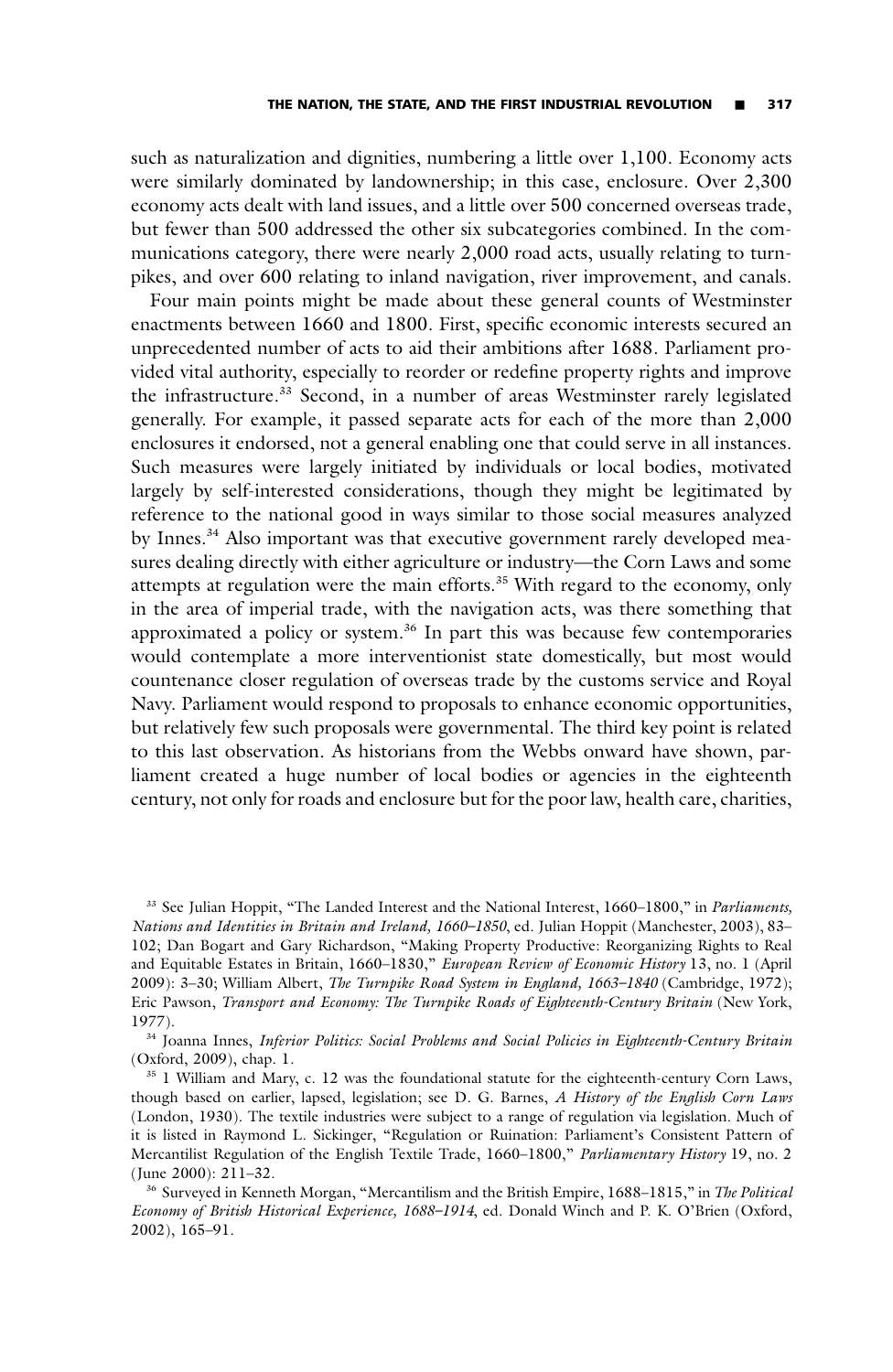such as naturalization and dignities, numbering a little over 1,100. Economy acts were similarly dominated by landownership; in this case, enclosure. Over 2,300 economy acts dealt with land issues, and a little over 500 concerned overseas trade, but fewer than 500 addressed the other six subcategories combined. In the communications category, there were nearly 2,000 road acts, usually relating to turnpikes, and over 600 relating to inland navigation, river improvement, and canals.

Four main points might be made about these general counts of Westminster enactments between 1660 and 1800. First, specific economic interests secured an unprecedented number of acts to aid their ambitions after 1688. Parliament provided vital authority, especially to reorder or redefine property rights and improve the infrastructure.[33] Second, in a number of areas Westminster rarely legislated generally. For example, it passed separate acts for each of the more than 2,000 enclosures it endorsed, not a general enabling one that could serve in all instances. Such measures were largely initiated by individuals or local bodies, motivated largely by self-interested considerations, though they might be legitimated by reference to the national good in ways similar to those social measures analyzed by Innes.[34] Also important was that executive government rarely developed measures dealing directly with either agriculture or industry—the Corn Laws and some attempts at regulation were the main efforts.[35] With regard to the economy, only in the area of imperial trade, with the navigation acts, was there something that approximated a policy or system.[36] In part this was because few contemporaries would contemplate a more interventionist state domestically, but most would countenance closer regulation of overseas trade by the customs service and Royal Navy. Parliament would respond to proposals to enhance economic opportunities, but relatively few such proposals were governmental. The third key point is related to this last observation. As historians from the Webbs onward have shown, parliament created a huge number of local bodies or agencies in the eighteenth century, not only for roads and enclosure but for the poor law, health care, charities,

---

[33] See Julian Hoppit, "The Landed Interest and the National Interest, 1660–1800," in *Parliaments, Nations and Identities in Britain and Ireland, 1660–1850*, ed. Julian Hoppit (Manchester, 2003), 83–102; Dan Bogart and Gary Richardson, "Making Property Productive: Reorganizing Rights to Real and Equitable Estates in Britain, 1660–1830," *European Review of Economic History* 13, no. 1 (April 2009): 3–30; William Albert, *The Turnpike Road System in England, 1663–1840* (Cambridge, 1972); Eric Pawson, *Transport and Economy: The Turnpike Roads of Eighteenth-Century Britain* (New York, 1977).

[34] Joanna Innes, *Inferior Politics: Social Problems and Social Policies in Eighteenth-Century Britain* (Oxford, 2009), chap. 1.

[35] 1 William and Mary, c. 12 was the foundational statute for the eighteenth-century Corn Laws, though based on earlier, lapsed, legislation; see D. G. Barnes, *A History of the English Corn Laws* (London, 1930). The textile industries were subject to a range of regulation via legislation. Much of it is listed in Raymond L. Sickinger, "Regulation or Ruination: Parliament's Consistent Pattern of Mercantilist Regulation of the English Textile Trade, 1660–1800," *Parliamentary History* 19, no. 2 (June 2000): 211–32.

[36] Surveyed in Kenneth Morgan, "Mercantilism and the British Empire, 1688–1815," in *The Political Economy of British Historical Experience, 1688–1914*, ed. Donald Winch and P. K. O'Brien (Oxford, 2002), 165–91.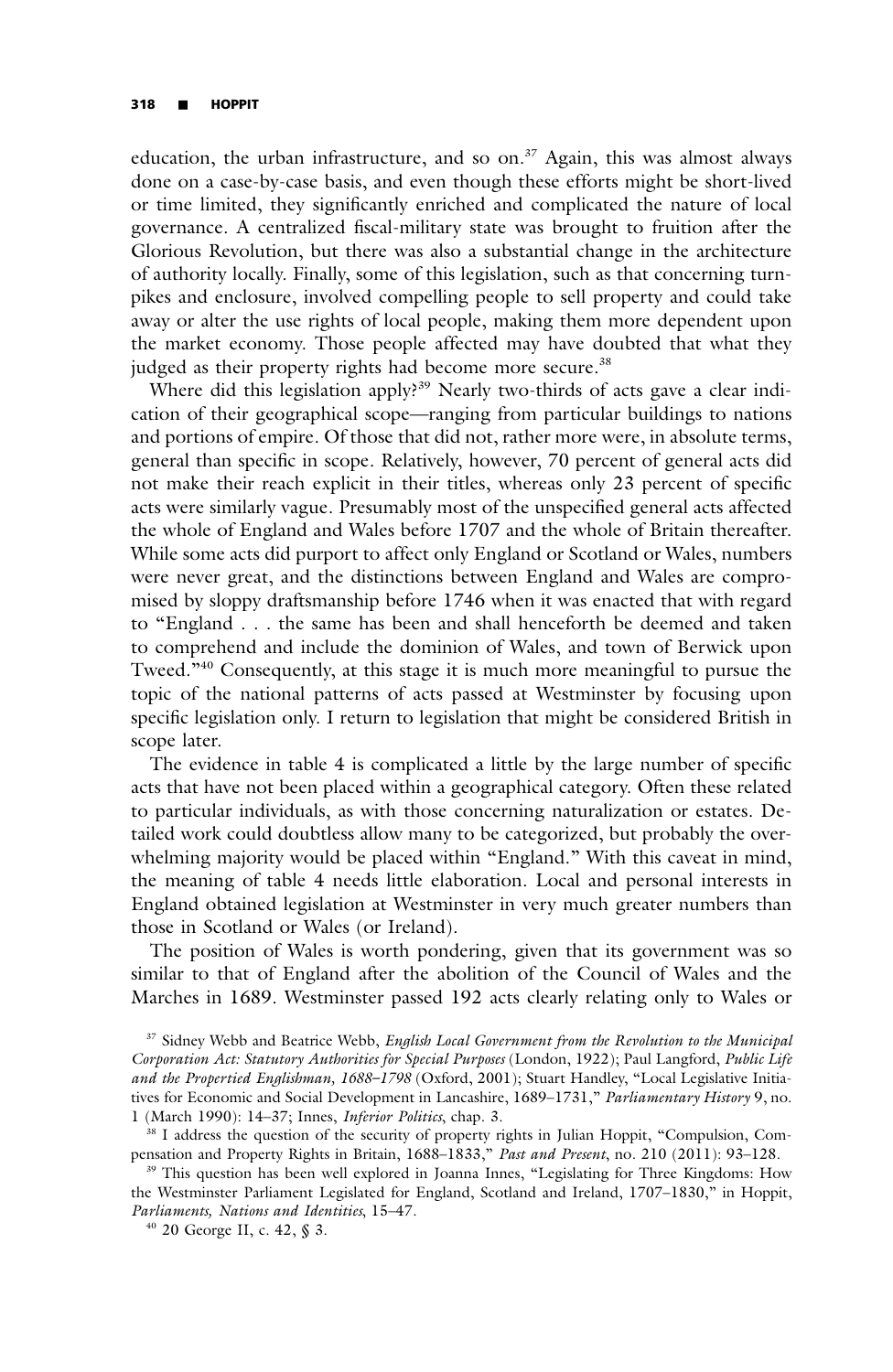education, the urban infrastructure, and so on.[37] Again, this was almost always done on a case-by-case basis, and even though these efforts might be short-lived or time limited, they significantly enriched and complicated the nature of local governance. A centralized fiscal-military state was brought to fruition after the Glorious Revolution, but there was also a substantial change in the architecture of authority locally. Finally, some of this legislation, such as that concerning turnpikes and enclosure, involved compelling people to sell property and could take away or alter the use rights of local people, making them more dependent upon the market economy. Those people affected may have doubted that what they judged as their property rights had become more secure.[38]

Where did this legislation apply?[39] Nearly two-thirds of acts gave a clear indication of their geographical scope—ranging from particular buildings to nations and portions of empire. Of those that did not, rather more were, in absolute terms, general than specific in scope. Relatively, however, 70 percent of general acts did not make their reach explicit in their titles, whereas only 23 percent of specific acts were similarly vague. Presumably most of the unspecified general acts affected the whole of England and Wales before 1707 and the whole of Britain thereafter. While some acts did purport to affect only England or Scotland or Wales, numbers were never great, and the distinctions between England and Wales are compromised by sloppy draftsmanship before 1746 when it was enacted that with regard to "England . . . the same has been and shall henceforth be deemed and taken to comprehend and include the dominion of Wales, and town of Berwick upon Tweed."[40] Consequently, at this stage it is much more meaningful to pursue the topic of the national patterns of acts passed at Westminster by focusing upon specific legislation only. I return to legislation that might be considered British in scope later.

The evidence in table 4 is complicated a little by the large number of specific acts that have not been placed within a geographical category. Often these related to particular individuals, as with those concerning naturalization or estates. Detailed work could doubtless allow many to be categorized, but probably the overwhelming majority would be placed within "England." With this caveat in mind, the meaning of table 4 needs little elaboration. Local and personal interests in England obtained legislation at Westminster in very much greater numbers than those in Scotland or Wales (or Ireland).

The position of Wales is worth pondering, given that its government was so similar to that of England after the abolition of the Council of Wales and the Marches in 1689. Westminster passed 192 acts clearly relating only to Wales or

[37] Sidney Webb and Beatrice Webb, *English Local Government from the Revolution to the Municipal Corporation Act: Statutory Authorities for Special Purposes* (London, 1922); Paul Langford, *Public Life and the Propertied Englishman, 1688–1798* (Oxford, 2001); Stuart Handley, "Local Legislative Initiatives for Economic and Social Development in Lancashire, 1689–1731," *Parliamentary History* 9, no. 1 (March 1990): 14–37; Innes, *Inferior Politics*, chap. 3.

[38] I address the question of the security of property rights in Julian Hoppit, "Compulsion, Compensation and Property Rights in Britain, 1688–1833," *Past and Present*, no. 210 (2011): 93–128.

[39] This question has been well explored in Joanna Innes, "Legislating for Three Kingdoms: How the Westminster Parliament Legislated for England, Scotland and Ireland, 1707–1830," in Hoppit, *Parliaments, Nations and Identities*, 15–47.

[40] 20 George II, c. 42, § 3.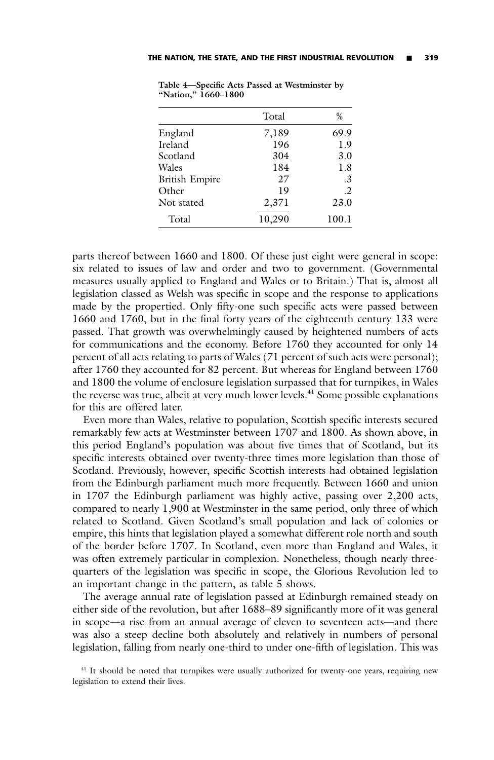Table 4—Specific Acts Passed at Westminster by "Nation," 1660–1800

| | Total | % |
|---|---|---|
| England | 7,189 | 69.9 |
| Ireland | 196 | 1.9 |
| Scotland | 304 | 3.0 |
| Wales | 184 | 1.8 |
| British Empire | 27 | .3 |
| Other | 19 | .2 |
| Not stated | 2,371 | 23.0 |
| Total | 10,290 | 100.1 |

parts thereof between 1660 and 1800. Of these just eight were general in scope: six related to issues of law and order and two to government. (Governmental measures usually applied to England and Wales or to Britain.) That is, almost all legislation classed as Welsh was specific in scope and the response to applications made by the propertied. Only fifty-one such specific acts were passed between 1660 and 1760, but in the final forty years of the eighteenth century 133 were passed. That growth was overwhelmingly caused by heightened numbers of acts for communications and the economy. Before 1760 they accounted for only 14 percent of all acts relating to parts of Wales (71 percent of such acts were personal); after 1760 they accounted for 82 percent. But whereas for England between 1760 and 1800 the volume of enclosure legislation surpassed that for turnpikes, in Wales the reverse was true, albeit at very much lower levels.[41] Some possible explanations for this are offered later.

Even more than Wales, relative to population, Scottish specific interests secured remarkably few acts at Westminster between 1707 and 1800. As shown above, in this period England's population was about five times that of Scotland, but its specific interests obtained over twenty-three times more legislation than those of Scotland. Previously, however, specific Scottish interests had obtained legislation from the Edinburgh parliament much more frequently. Between 1660 and union in 1707 the Edinburgh parliament was highly active, passing over 2,200 acts, compared to nearly 1,900 at Westminster in the same period, only three of which related to Scotland. Given Scotland's small population and lack of colonies or empire, this hints that legislation played a somewhat different role north and south of the border before 1707. In Scotland, even more than England and Wales, it was often extremely particular in complexion. Nonetheless, though nearly three-quarters of the legislation was specific in scope, the Glorious Revolution led to an important change in the pattern, as table 5 shows.

The average annual rate of legislation passed at Edinburgh remained steady on either side of the revolution, but after 1688–89 significantly more of it was general in scope—a rise from an annual average of eleven to seventeen acts—and there was also a steep decline both absolutely and relatively in numbers of personal legislation, falling from nearly one-third to under one-fifth of legislation. This was

[41] It should be noted that turnpikes were usually authorized for twenty-one years, requiring new legislation to extend their lives.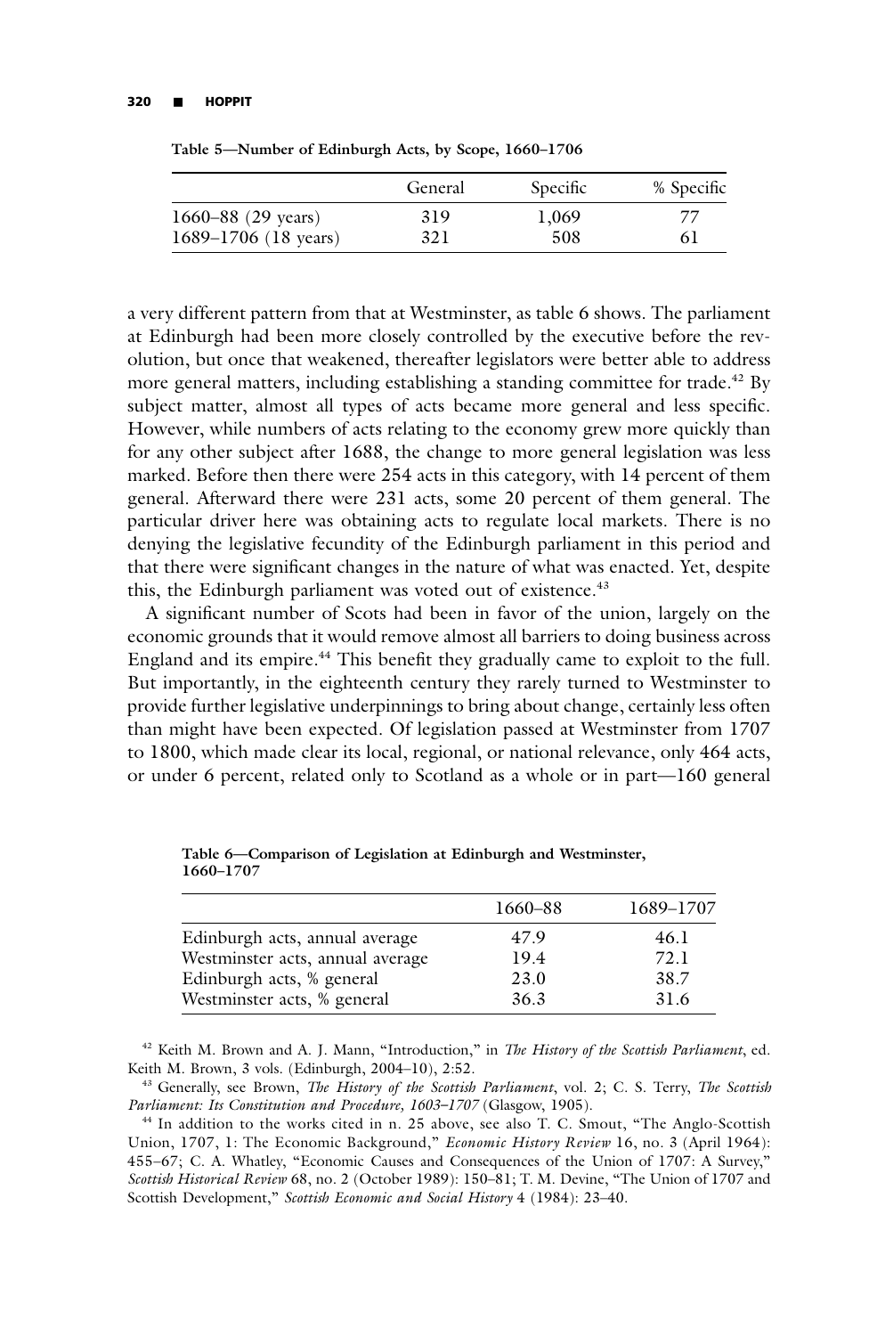Table 5—Number of Edinburgh Acts, by Scope, 1660–1706

| | General | Specific | % Specific |
|---|---|---|---|
| 1660–88 (29 years) | 319 | 1,069 | 77 |
| 1689–1706 (18 years) | 321 | 508 | 61 |

a very different pattern from that at Westminster, as table 6 shows. The parliament at Edinburgh had been more closely controlled by the executive before the revolution, but once that weakened, thereafter legislators were better able to address more general matters, including establishing a standing committee for trade.[42] By subject matter, almost all types of acts became more general and less specific. However, while numbers of acts relating to the economy grew more quickly than for any other subject after 1688, the change to more general legislation was less marked. Before then there were 254 acts in this category, with 14 percent of them general. Afterward there were 231 acts, some 20 percent of them general. The particular driver here was obtaining acts to regulate local markets. There is no denying the legislative fecundity of the Edinburgh parliament in this period and that there were significant changes in the nature of what was enacted. Yet, despite this, the Edinburgh parliament was voted out of existence.[43]

A significant number of Scots had been in favor of the union, largely on the economic grounds that it would remove almost all barriers to doing business across England and its empire.[44] This benefit they gradually came to exploit to the full. But importantly, in the eighteenth century they rarely turned to Westminster to provide further legislative underpinnings to bring about change, certainly less often than might have been expected. Of legislation passed at Westminster from 1707 to 1800, which made clear its local, regional, or national relevance, only 464 acts, or under 6 percent, related only to Scotland as a whole or in part—160 general

Table 6—Comparison of Legislation at Edinburgh and Westminster, 1660–1707

| | 1660–88 | 1689–1707 |
|---|---|---|
| Edinburgh acts, annual average | 47.9 | 46.1 |
| Westminster acts, annual average | 19.4 | 72.1 |
| Edinburgh acts, % general | 23.0 | 38.7 |
| Westminster acts, % general | 36.3 | 31.6 |

[42] Keith M. Brown and A. J. Mann, "Introduction," in *The History of the Scottish Parliament*, ed. Keith M. Brown, 3 vols. (Edinburgh, 2004–10), 2:52.

[43] Generally, see Brown, *The History of the Scottish Parliament*, vol. 2; C. S. Terry, *The Scottish Parliament: Its Constitution and Procedure, 1603–1707* (Glasgow, 1905).

[44] In addition to the works cited in n. 25 above, see also T. C. Smout, "The Anglo-Scottish Union, 1707, 1: The Economic Background," *Economic History Review* 16, no. 3 (April 1964): 455–67; C. A. Whatley, "Economic Causes and Consequences of the Union of 1707: A Survey," *Scottish Historical Review* 68, no. 2 (October 1989): 150–81; T. M. Devine, "The Union of 1707 and Scottish Development," *Scottish Economic and Social History* 4 (1984): 23–40.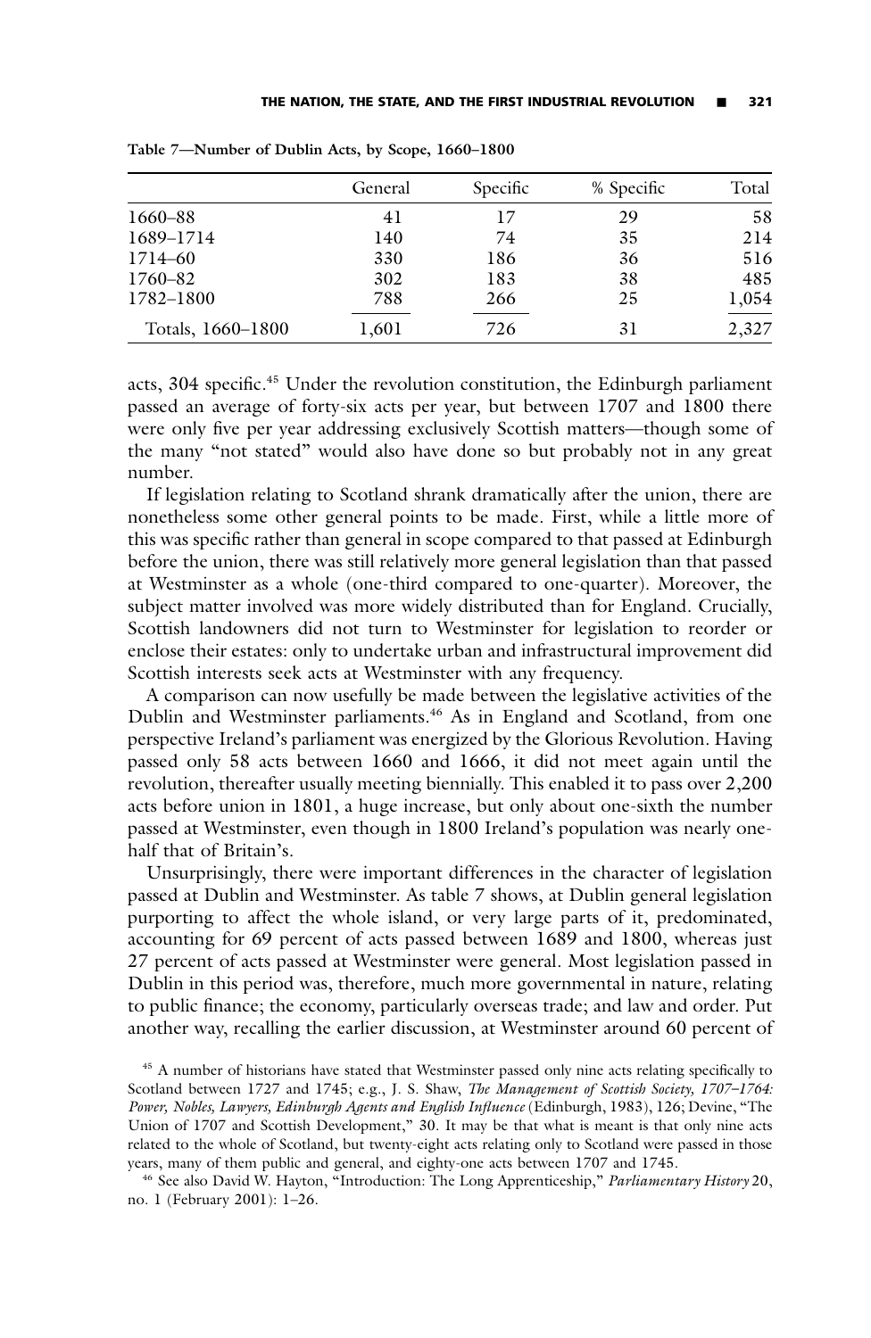Table 7—Number of Dublin Acts, by Scope, 1660–1800

| | General | Specific | % Specific | Total |
|---|---|---|---|---|
| 1660–88 | 41 | 17 | 29 | 58 |
| 1689–1714 | 140 | 74 | 35 | 214 |
| 1714–60 | 330 | 186 | 36 | 516 |
| 1760–82 | 302 | 183 | 38 | 485 |
| 1782–1800 | 788 | 266 | 25 | 1,054 |
| Totals, 1660–1800 | 1,601 | 726 | 31 | 2,327 |

acts, 304 specific.[45] Under the revolution constitution, the Edinburgh parliament passed an average of forty-six acts per year, but between 1707 and 1800 there were only five per year addressing exclusively Scottish matters—though some of the many "not stated" would also have done so but probably not in any great number.

If legislation relating to Scotland shrank dramatically after the union, there are nonetheless some other general points to be made. First, while a little more of this was specific rather than general in scope compared to that passed at Edinburgh before the union, there was still relatively more general legislation than that passed at Westminster as a whole (one-third compared to one-quarter). Moreover, the subject matter involved was more widely distributed than for England. Crucially, Scottish landowners did not turn to Westminster for legislation to reorder or enclose their estates: only to undertake urban and infrastructural improvement did Scottish interests seek acts at Westminster with any frequency.

A comparison can now usefully be made between the legislative activities of the Dublin and Westminster parliaments.[46] As in England and Scotland, from one perspective Ireland's parliament was energized by the Glorious Revolution. Having passed only 58 acts between 1660 and 1666, it did not meet again until the revolution, thereafter usually meeting biennially. This enabled it to pass over 2,200 acts before union in 1801, a huge increase, but only about one-sixth the number passed at Westminster, even though in 1800 Ireland's population was nearly one-half that of Britain's.

Unsurprisingly, there were important differences in the character of legislation passed at Dublin and Westminster. As table 7 shows, at Dublin general legislation purporting to affect the whole island, or very large parts of it, predominated, accounting for 69 percent of acts passed between 1689 and 1800, whereas just 27 percent of acts passed at Westminster were general. Most legislation passed in Dublin in this period was, therefore, much more governmental in nature, relating to public finance; the economy, particularly overseas trade; and law and order. Put another way, recalling the earlier discussion, at Westminster around 60 percent of

[45] A number of historians have stated that Westminster passed only nine acts relating specifically to Scotland between 1727 and 1745; e.g., J. S. Shaw, *The Management of Scottish Society, 1707–1764: Power, Nobles, Lawyers, Edinburgh Agents and English Influence* (Edinburgh, 1983), 126; Devine, "The Union of 1707 and Scottish Development," 30. It may be that what is meant is that only nine acts related to the whole of Scotland, but twenty-eight acts relating only to Scotland were passed in those years, many of them public and general, and eighty-one acts between 1707 and 1745.

[46] See also David W. Hayton, "Introduction: The Long Apprenticeship," *Parliamentary History* 20, no. 1 (February 2001): 1–26.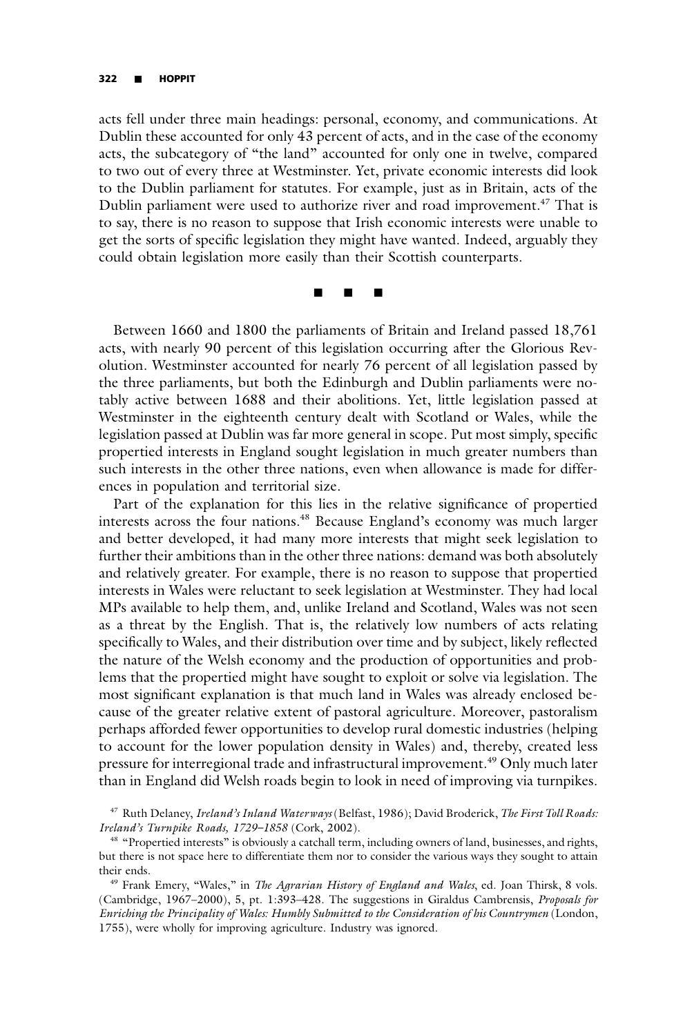acts fell under three main headings: personal, economy, and communications. At Dublin these accounted for only 43 percent of acts, and in the case of the economy acts, the subcategory of "the land" accounted for only one in twelve, compared to two out of every three at Westminster. Yet, private economic interests did look to the Dublin parliament for statutes. For example, just as in Britain, acts of the Dublin parliament were used to authorize river and road improvement.[47] That is to say, there is no reason to suppose that Irish economic interests were unable to get the sorts of specific legislation they might have wanted. Indeed, arguably they could obtain legislation more easily than their Scottish counterparts.

■ ■ ■

Between 1660 and 1800 the parliaments of Britain and Ireland passed 18,761 acts, with nearly 90 percent of this legislation occurring after the Glorious Revolution. Westminster accounted for nearly 76 percent of all legislation passed by the three parliaments, but both the Edinburgh and Dublin parliaments were notably active between 1688 and their abolitions. Yet, little legislation passed at Westminster in the eighteenth century dealt with Scotland or Wales, while the legislation passed at Dublin was far more general in scope. Put most simply, specific propertied interests in England sought legislation in much greater numbers than such interests in the other three nations, even when allowance is made for differences in population and territorial size.

Part of the explanation for this lies in the relative significance of propertied interests across the four nations.[48] Because England's economy was much larger and better developed, it had many more interests that might seek legislation to further their ambitions than in the other three nations: demand was both absolutely and relatively greater. For example, there is no reason to suppose that propertied interests in Wales were reluctant to seek legislation at Westminster. They had local MPs available to help them, and, unlike Ireland and Scotland, Wales was not seen as a threat by the English. That is, the relatively low numbers of acts relating specifically to Wales, and their distribution over time and by subject, likely reflected the nature of the Welsh economy and the production of opportunities and problems that the propertied might have sought to exploit or solve via legislation. The most significant explanation is that much land in Wales was already enclosed because of the greater relative extent of pastoral agriculture. Moreover, pastoralism perhaps afforded fewer opportunities to develop rural domestic industries (helping to account for the lower population density in Wales) and, thereby, created less pressure for interregional trade and infrastructural improvement.[49] Only much later than in England did Welsh roads begin to look in need of improving via turnpikes.

[47] Ruth Delaney, *Ireland's Inland Waterways* (Belfast, 1986); David Broderick, *The First Toll Roads: Ireland's Turnpike Roads, 1729–1858* (Cork, 2002).

[48] "Propertied interests" is obviously a catchall term, including owners of land, businesses, and rights, but there is not space here to differentiate them nor to consider the various ways they sought to attain their ends.

[49] Frank Emery, "Wales," in *The Agrarian History of England and Wales*, ed. Joan Thirsk, 8 vols. (Cambridge, 1967–2000), 5, pt. 1:393–428. The suggestions in Giraldus Cambrensis, *Proposals for Enriching the Principality of Wales: Humbly Submitted to the Consideration of his Countrymen* (London, 1755), were wholly for improving agriculture. Industry was ignored.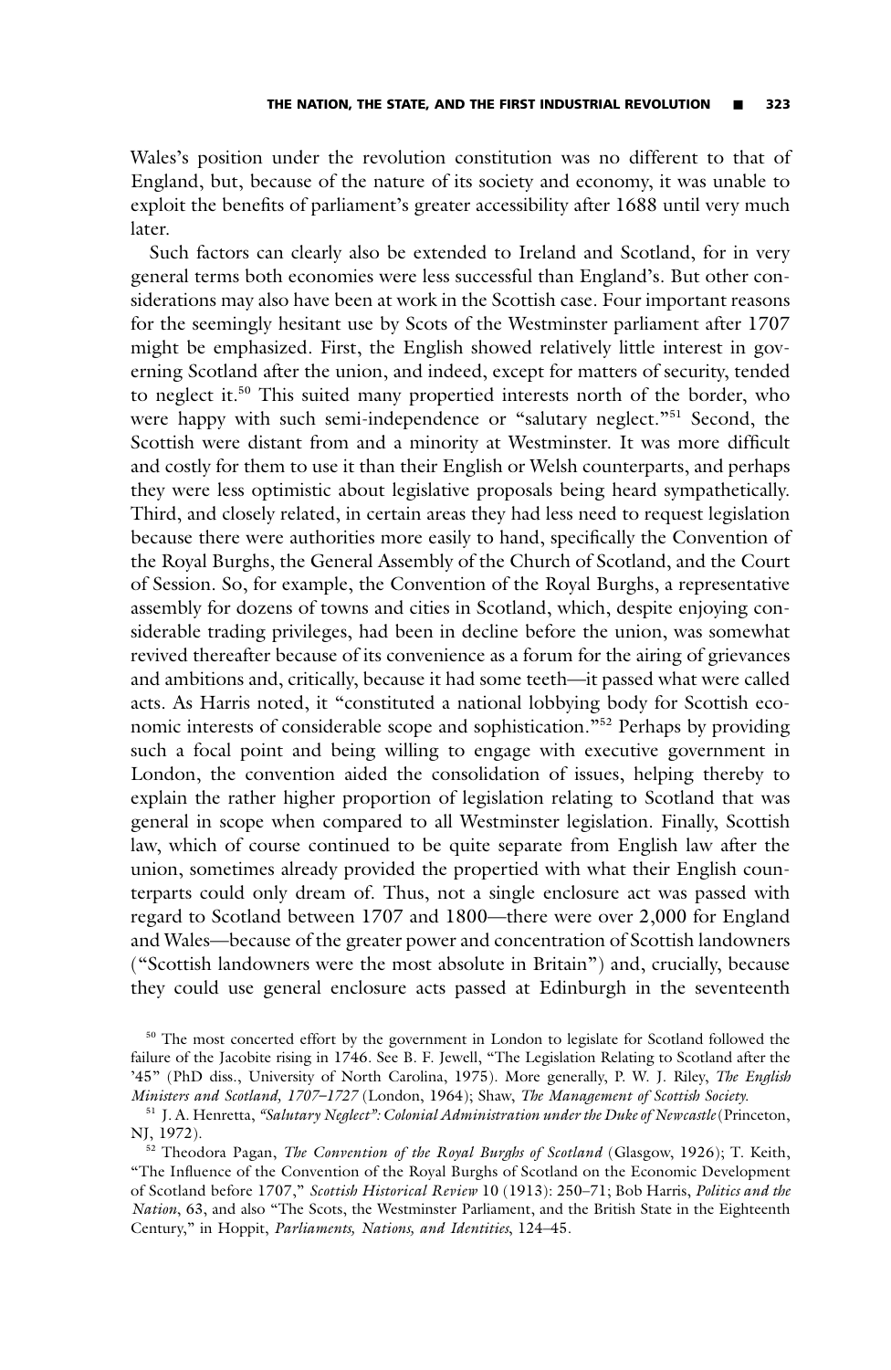Wales's position under the revolution constitution was no different to that of England, but, because of the nature of its society and economy, it was unable to exploit the benefits of parliament's greater accessibility after 1688 until very much later.

Such factors can clearly also be extended to Ireland and Scotland, for in very general terms both economies were less successful than England's. But other considerations may also have been at work in the Scottish case. Four important reasons for the seemingly hesitant use by Scots of the Westminster parliament after 1707 might be emphasized. First, the English showed relatively little interest in governing Scotland after the union, and indeed, except for matters of security, tended to neglect it.[50] This suited many propertied interests north of the border, who were happy with such semi-independence or "salutary neglect."[51] Second, the Scottish were distant from and a minority at Westminster. It was more difficult and costly for them to use it than their English or Welsh counterparts, and perhaps they were less optimistic about legislative proposals being heard sympathetically. Third, and closely related, in certain areas they had less need to request legislation because there were authorities more easily to hand, specifically the Convention of the Royal Burghs, the General Assembly of the Church of Scotland, and the Court of Session. So, for example, the Convention of the Royal Burghs, a representative assembly for dozens of towns and cities in Scotland, which, despite enjoying considerable trading privileges, had been in decline before the union, was somewhat revived thereafter because of its convenience as a forum for the airing of grievances and ambitions and, critically, because it had some teeth—it passed what were called acts. As Harris noted, it "constituted a national lobbying body for Scottish economic interests of considerable scope and sophistication."[52] Perhaps by providing such a focal point and being willing to engage with executive government in London, the convention aided the consolidation of issues, helping thereby to explain the rather higher proportion of legislation relating to Scotland that was general in scope when compared to all Westminster legislation. Finally, Scottish law, which of course continued to be quite separate from English law after the union, sometimes already provided the propertied with what their English counterparts could only dream of. Thus, not a single enclosure act was passed with regard to Scotland between 1707 and 1800—there were over 2,000 for England and Wales—because of the greater power and concentration of Scottish landowners ("Scottish landowners were the most absolute in Britain") and, crucially, because they could use general enclosure acts passed at Edinburgh in the seventeenth

[50] The most concerted effort by the government in London to legislate for Scotland followed the failure of the Jacobite rising in 1746. See B. F. Jewell, "The Legislation Relating to Scotland after the '45" (PhD diss., University of North Carolina, 1975). More generally, P. W. J. Riley, *The English Ministers and Scotland, 1707–1727* (London, 1964); Shaw, *The Management of Scottish Society.*

[51] J. A. Henretta, *"Salutary Neglect": Colonial Administration under the Duke of Newcastle* (Princeton, NJ, 1972).

[52] Theodora Pagan, *The Convention of the Royal Burghs of Scotland* (Glasgow, 1926); T. Keith, "The Influence of the Convention of the Royal Burghs of Scotland on the Economic Development of Scotland before 1707," *Scottish Historical Review* 10 (1913): 250–71; Bob Harris, *Politics and the Nation*, 63, and also "The Scots, the Westminster Parliament, and the British State in the Eighteenth Century," in Hoppit, *Parliaments, Nations, and Identities*, 124–45.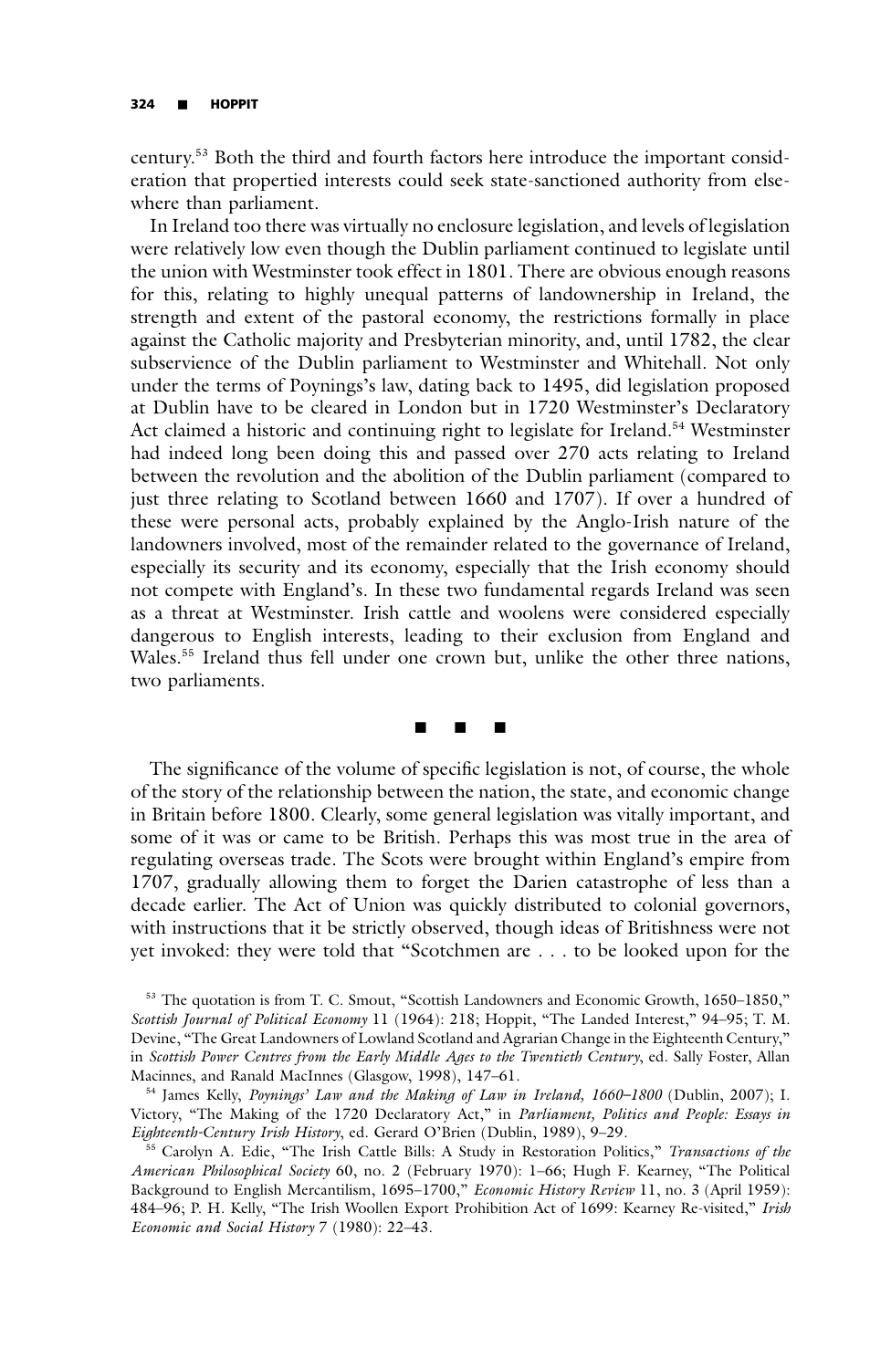century.[53] Both the third and fourth factors here introduce the important consideration that propertied interests could seek state-sanctioned authority from elsewhere than parliament.

In Ireland too there was virtually no enclosure legislation, and levels of legislation were relatively low even though the Dublin parliament continued to legislate until the union with Westminster took effect in 1801. There are obvious enough reasons for this, relating to highly unequal patterns of landownership in Ireland, the strength and extent of the pastoral economy, the restrictions formally in place against the Catholic majority and Presbyterian minority, and, until 1782, the clear subservience of the Dublin parliament to Westminster and Whitehall. Not only under the terms of Poynings's law, dating back to 1495, did legislation proposed at Dublin have to be cleared in London but in 1720 Westminster's Declaratory Act claimed a historic and continuing right to legislate for Ireland.[54] Westminster had indeed long been doing this and passed over 270 acts relating to Ireland between the revolution and the abolition of the Dublin parliament (compared to just three relating to Scotland between 1660 and 1707). If over a hundred of these were personal acts, probably explained by the Anglo-Irish nature of the landowners involved, most of the remainder related to the governance of Ireland, especially its security and its economy, especially that the Irish economy should not compete with England's. In these two fundamental regards Ireland was seen as a threat at Westminster. Irish cattle and woolens were considered especially dangerous to English interests, leading to their exclusion from England and Wales.[55] Ireland thus fell under one crown but, unlike the other three nations, two parliaments.

■ ■ ■

The significance of the volume of specific legislation is not, of course, the whole of the story of the relationship between the nation, the state, and economic change in Britain before 1800. Clearly, some general legislation was vitally important, and some of it was or came to be British. Perhaps this was most true in the area of regulating overseas trade. The Scots were brought within England's empire from 1707, gradually allowing them to forget the Darien catastrophe of less than a decade earlier. The Act of Union was quickly distributed to colonial governors, with instructions that it be strictly observed, though ideas of Britishness were not yet invoked: they were told that "Scotchmen are . . . to be looked upon for the

[53] The quotation is from T. C. Smout, "Scottish Landowners and Economic Growth, 1650–1850," *Scottish Journal of Political Economy* 11 (1964): 218; Hoppit, "The Landed Interest," 94–95; T. M. Devine, "The Great Landowners of Lowland Scotland and Agrarian Change in the Eighteenth Century," in *Scottish Power Centres from the Early Middle Ages to the Twentieth Century*, ed. Sally Foster, Allan Macinnes, and Ranald MacInnes (Glasgow, 1998), 147–61.

[54] James Kelly, *Poynings' Law and the Making of Law in Ireland, 1660–1800* (Dublin, 2007); I. Victory, "The Making of the 1720 Declaratory Act," in *Parliament, Politics and People: Essays in Eighteenth-Century Irish History*, ed. Gerard O'Brien (Dublin, 1989), 9–29.

[55] Carolyn A. Edie, "The Irish Cattle Bills: A Study in Restoration Politics," *Transactions of the American Philosophical Society* 60, no. 2 (February 1970): 1–66; Hugh F. Kearney, "The Political Background to English Mercantilism, 1695–1700," *Economic History Review* 11, no. 3 (April 1959): 484–96; P. H. Kelly, "The Irish Woollen Export Prohibition Act of 1699: Kearney Re-visited," *Irish Economic and Social History* 7 (1980): 22–43.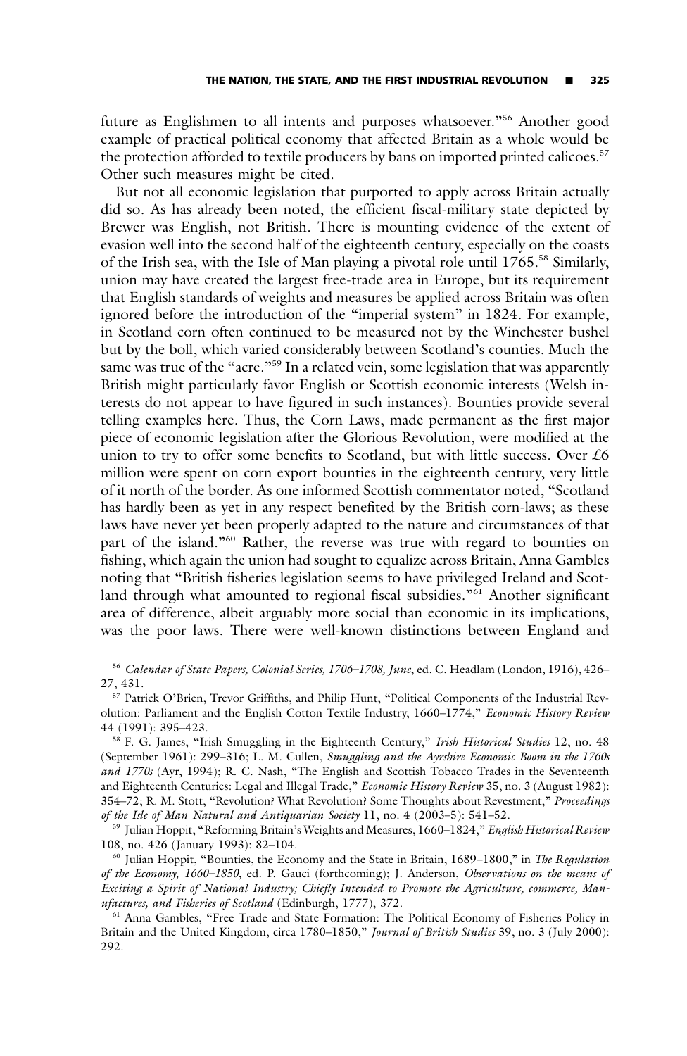future as Englishmen to all intents and purposes whatsoever."[56] Another good example of practical political economy that affected Britain as a whole would be the protection afforded to textile producers by bans on imported printed calicoes.[57] Other such measures might be cited.

But not all economic legislation that purported to apply across Britain actually did so. As has already been noted, the efficient fiscal-military state depicted by Brewer was English, not British. There is mounting evidence of the extent of evasion well into the second half of the eighteenth century, especially on the coasts of the Irish sea, with the Isle of Man playing a pivotal role until 1765.[58] Similarly, union may have created the largest free-trade area in Europe, but its requirement that English standards of weights and measures be applied across Britain was often ignored before the introduction of the "imperial system" in 1824. For example, in Scotland corn often continued to be measured not by the Winchester bushel but by the boll, which varied considerably between Scotland's counties. Much the same was true of the "acre."[59] In a related vein, some legislation that was apparently British might particularly favor English or Scottish economic interests (Welsh interests do not appear to have figured in such instances). Bounties provide several telling examples here. Thus, the Corn Laws, made permanent as the first major piece of economic legislation after the Glorious Revolution, were modified at the union to try to offer some benefits to Scotland, but with little success. Over £6 million were spent on corn export bounties in the eighteenth century, very little of it north of the border. As one informed Scottish commentator noted, "Scotland has hardly been as yet in any respect benefited by the British corn-laws; as these laws have never yet been properly adapted to the nature and circumstances of that part of the island."[60] Rather, the reverse was true with regard to bounties on fishing, which again the union had sought to equalize across Britain, Anna Gambles noting that "British fisheries legislation seems to have privileged Ireland and Scotland through what amounted to regional fiscal subsidies."[61] Another significant area of difference, albeit arguably more social than economic in its implications, was the poor laws. There were well-known distinctions between England and

[56] *Calendar of State Papers, Colonial Series, 1706–1708, June*, ed. C. Headlam (London, 1916), 426–27, 431.

[57] Patrick O'Brien, Trevor Griffiths, and Philip Hunt, "Political Components of the Industrial Revolution: Parliament and the English Cotton Textile Industry, 1660–1774," *Economic History Review* 44 (1991): 395–423.

[58] F. G. James, "Irish Smuggling in the Eighteenth Century," *Irish Historical Studies* 12, no. 48 (September 1961): 299–316; L. M. Cullen, *Smuggling and the Ayrshire Economic Boom in the 1760s and 1770s* (Ayr, 1994); R. C. Nash, "The English and Scottish Tobacco Trades in the Seventeenth and Eighteenth Centuries: Legal and Illegal Trade," *Economic History Review* 35, no. 3 (August 1982): 354–72; R. M. Stott, "Revolution? What Revolution? Some Thoughts about Revestment," *Proceedings of the Isle of Man Natural and Antiquarian Society* 11, no. 4 (2003–5): 541–52.

[59] Julian Hoppit, "Reforming Britain's Weights and Measures, 1660–1824," *English Historical Review* 108, no. 426 (January 1993): 82–104.

[60] Julian Hoppit, "Bounties, the Economy and the State in Britain, 1689–1800," in *The Regulation of the Economy, 1660–1850*, ed. P. Gauci (forthcoming); J. Anderson, *Observations on the means of Exciting a Spirit of National Industry; Chiefly Intended to Promote the Agriculture, commerce, Manufactures, and Fisheries of Scotland* (Edinburgh, 1777), 372.

[61] Anna Gambles, "Free Trade and State Formation: The Political Economy of Fisheries Policy in Britain and the United Kingdom, circa 1780–1850," *Journal of British Studies* 39, no. 3 (July 2000): 292.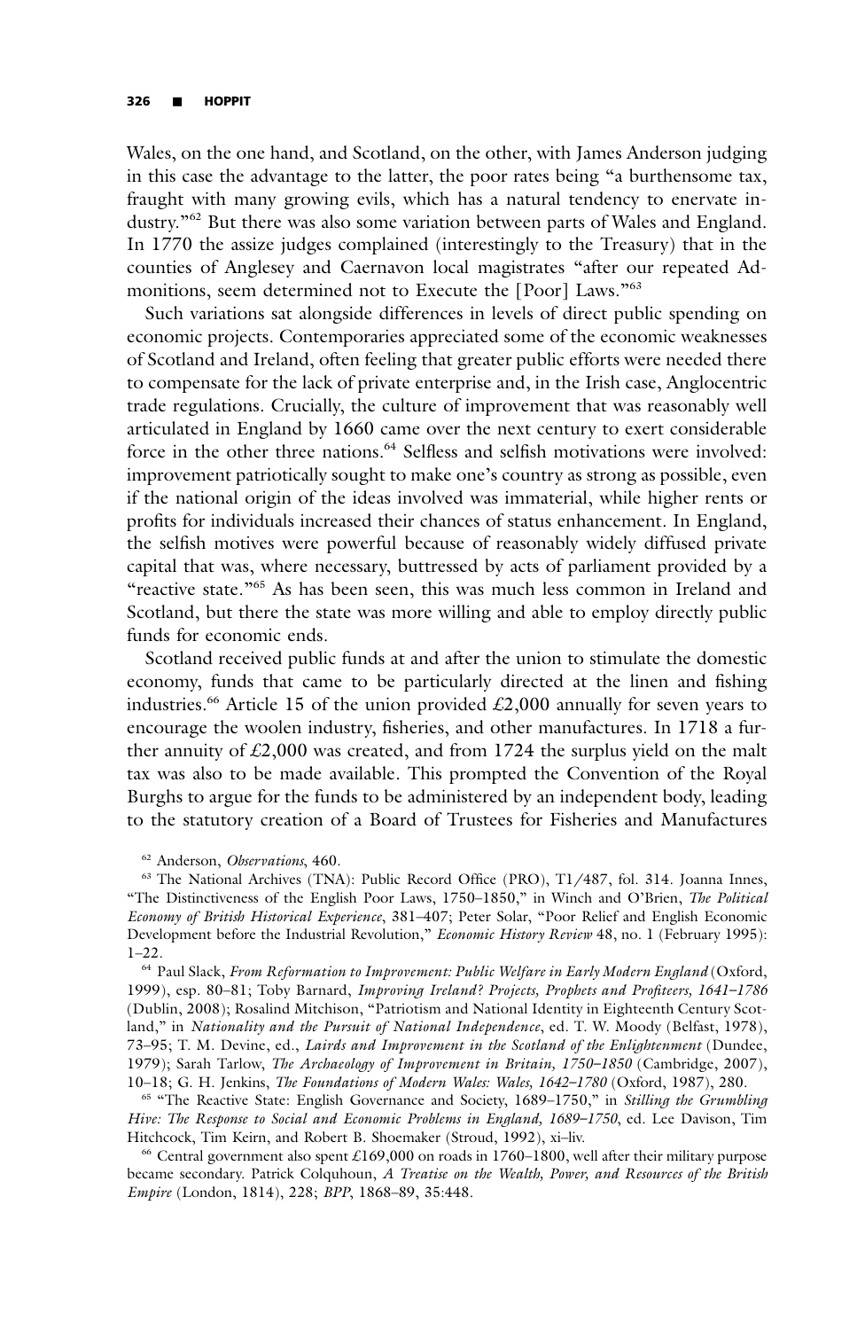Wales, on the one hand, and Scotland, on the other, with James Anderson judging in this case the advantage to the latter, the poor rates being "a burthensome tax, fraught with many growing evils, which has a natural tendency to enervate industry."[62] But there was also some variation between parts of Wales and England. In 1770 the assize judges complained (interestingly to the Treasury) that in the counties of Anglesey and Caernavon local magistrates "after our repeated Admonitions, seem determined not to Execute the [Poor] Laws."[63]

Such variations sat alongside differences in levels of direct public spending on economic projects. Contemporaries appreciated some of the economic weaknesses of Scotland and Ireland, often feeling that greater public efforts were needed there to compensate for the lack of private enterprise and, in the Irish case, Anglocentric trade regulations. Crucially, the culture of improvement that was reasonably well articulated in England by 1660 came over the next century to exert considerable force in the other three nations.[64] Selfless and selfish motivations were involved: improvement patriotically sought to make one's country as strong as possible, even if the national origin of the ideas involved was immaterial, while higher rents or profits for individuals increased their chances of status enhancement. In England, the selfish motives were powerful because of reasonably widely diffused private capital that was, where necessary, buttressed by acts of parliament provided by a "reactive state."[65] As has been seen, this was much less common in Ireland and Scotland, but there the state was more willing and able to employ directly public funds for economic ends.

Scotland received public funds at and after the union to stimulate the domestic economy, funds that came to be particularly directed at the linen and fishing industries.[66] Article 15 of the union provided £2,000 annually for seven years to encourage the woolen industry, fisheries, and other manufactures. In 1718 a further annuity of £2,000 was created, and from 1724 the surplus yield on the malt tax was also to be made available. This prompted the Convention of the Royal Burghs to argue for the funds to be administered by an independent body, leading to the statutory creation of a Board of Trustees for Fisheries and Manufactures

[62] Anderson, *Observations*, 460.

[63] The National Archives (TNA): Public Record Office (PRO), T1/487, fol. 314. Joanna Innes, "The Distinctiveness of the English Poor Laws, 1750–1850," in Winch and O'Brien, *The Political Economy of British Historical Experience*, 381–407; Peter Solar, "Poor Relief and English Economic Development before the Industrial Revolution," *Economic History Review* 48, no. 1 (February 1995): 1–22.

[64] Paul Slack, *From Reformation to Improvement: Public Welfare in Early Modern England* (Oxford, 1999), esp. 80–81; Toby Barnard, *Improving Ireland? Projects, Prophets and Profiteers, 1641–1786* (Dublin, 2008); Rosalind Mitchison, "Patriotism and National Identity in Eighteenth Century Scotland," in *Nationality and the Pursuit of National Independence*, ed. T. W. Moody (Belfast, 1978), 73–95; T. M. Devine, ed., *Lairds and Improvement in the Scotland of the Enlightenment* (Dundee, 1979); Sarah Tarlow, *The Archaeology of Improvement in Britain, 1750–1850* (Cambridge, 2007), 10–18; G. H. Jenkins, *The Foundations of Modern Wales: Wales, 1642–1780* (Oxford, 1987), 280.

[65] "The Reactive State: English Governance and Society, 1689–1750," in *Stilling the Grumbling Hive: The Response to Social and Economic Problems in England, 1689–1750*, ed. Lee Davison, Tim Hitchcock, Tim Keirn, and Robert B. Shoemaker (Stroud, 1992), xi–liv.

[66] Central government also spent £169,000 on roads in 1760–1800, well after their military purpose became secondary. Patrick Colquhoun, *A Treatise on the Wealth, Power, and Resources of the British Empire* (London, 1814), 228; *BPP*, 1868–89, 35:448.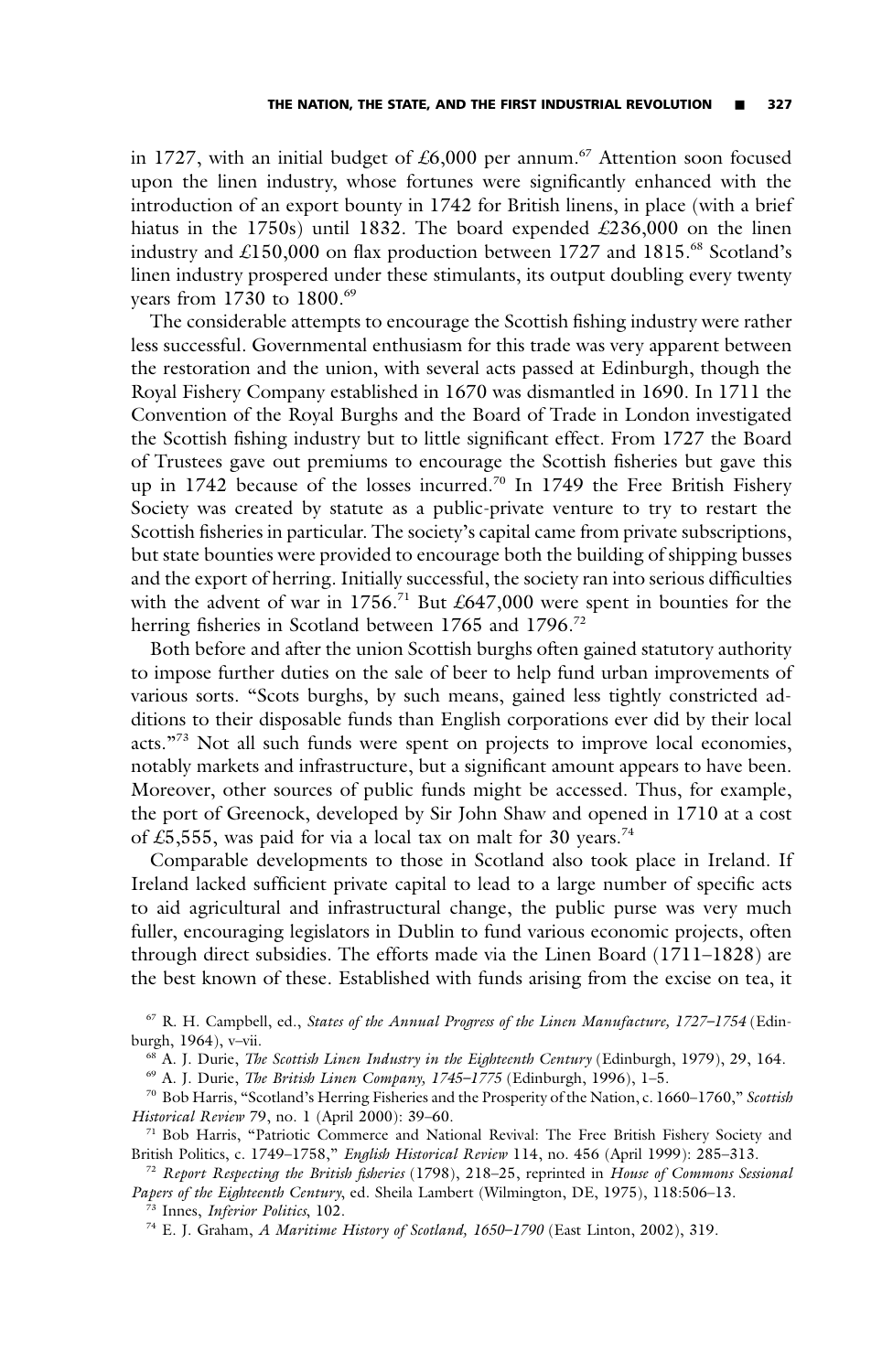in 1727, with an initial budget of £6,000 per annum.[67] Attention soon focused upon the linen industry, whose fortunes were significantly enhanced with the introduction of an export bounty in 1742 for British linens, in place (with a brief hiatus in the 1750s) until 1832. The board expended £236,000 on the linen industry and £150,000 on flax production between 1727 and 1815.[68] Scotland's linen industry prospered under these stimulants, its output doubling every twenty years from 1730 to 1800.[69]

The considerable attempts to encourage the Scottish fishing industry were rather less successful. Governmental enthusiasm for this trade was very apparent between the restoration and the union, with several acts passed at Edinburgh, though the Royal Fishery Company established in 1670 was dismantled in 1690. In 1711 the Convention of the Royal Burghs and the Board of Trade in London investigated the Scottish fishing industry but to little significant effect. From 1727 the Board of Trustees gave out premiums to encourage the Scottish fisheries but gave this up in 1742 because of the losses incurred.[70] In 1749 the Free British Fishery Society was created by statute as a public-private venture to try to restart the Scottish fisheries in particular. The society's capital came from private subscriptions, but state bounties were provided to encourage both the building of shipping busses and the export of herring. Initially successful, the society ran into serious difficulties with the advent of war in 1756.[71] But £647,000 were spent in bounties for the herring fisheries in Scotland between 1765 and 1796.[72]

Both before and after the union Scottish burghs often gained statutory authority to impose further duties on the sale of beer to help fund urban improvements of various sorts. "Scots burghs, by such means, gained less tightly constricted additions to their disposable funds than English corporations ever did by their local acts."[73] Not all such funds were spent on projects to improve local economies, notably markets and infrastructure, but a significant amount appears to have been. Moreover, other sources of public funds might be accessed. Thus, for example, the port of Greenock, developed by Sir John Shaw and opened in 1710 at a cost of £5,555, was paid for via a local tax on malt for 30 years.[74]

Comparable developments to those in Scotland also took place in Ireland. If Ireland lacked sufficient private capital to lead to a large number of specific acts to aid agricultural and infrastructural change, the public purse was very much fuller, encouraging legislators in Dublin to fund various economic projects, often through direct subsidies. The efforts made via the Linen Board (1711–1828) are the best known of these. Established with funds arising from the excise on tea, it

[67] R. H. Campbell, ed., *States of the Annual Progress of the Linen Manufacture, 1727–1754* (Edinburgh, 1964), v–vii.

[68] A. J. Durie, *The Scottish Linen Industry in the Eighteenth Century* (Edinburgh, 1979), 29, 164.

[69] A. J. Durie, *The British Linen Company, 1745–1775* (Edinburgh, 1996), 1–5.

[70] Bob Harris, "Scotland's Herring Fisheries and the Prosperity of the Nation, c. 1660–1760," *Scottish Historical Review* 79, no. 1 (April 2000): 39–60.

[71] Bob Harris, "Patriotic Commerce and National Revival: The Free British Fishery Society and British Politics, c. 1749–1758," *English Historical Review* 114, no. 456 (April 1999): 285–313.

[72] *Report Respecting the British fisheries* (1798), 218–25, reprinted in *House of Commons Sessional Papers of the Eighteenth Century*, ed. Sheila Lambert (Wilmington, DE, 1975), 118:506–13.

[73] Innes, *Inferior Politics*, 102.

[74] E. J. Graham, *A Maritime History of Scotland, 1650–1790* (East Linton, 2002), 319.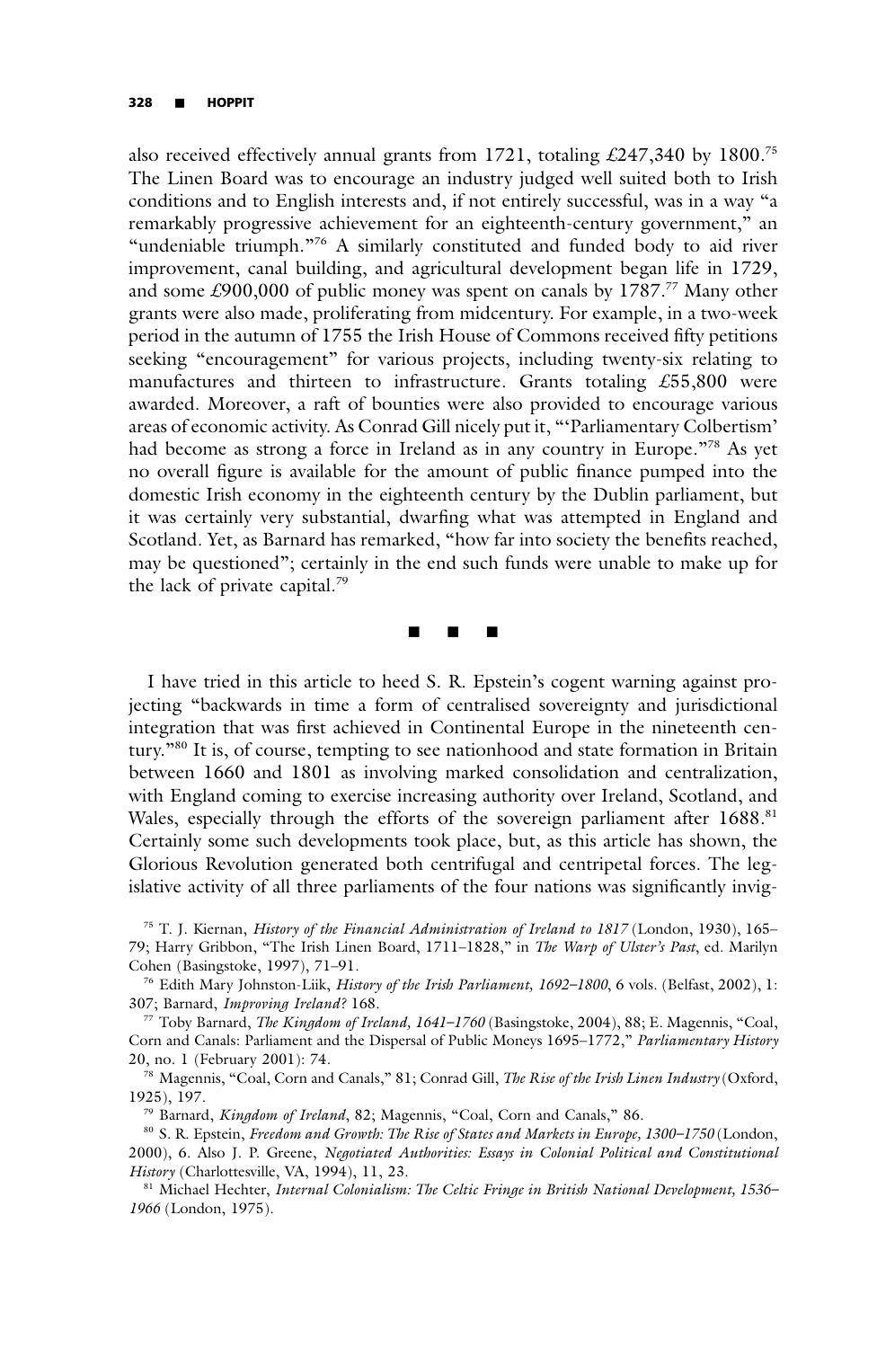also received effectively annual grants from 1721, totaling £247,340 by 1800.[75] The Linen Board was to encourage an industry judged well suited both to Irish conditions and to English interests and, if not entirely successful, was in a way "a remarkably progressive achievement for an eighteenth-century government," an "undeniable triumph."[76] A similarly constituted and funded body to aid river improvement, canal building, and agricultural development began life in 1729, and some £900,000 of public money was spent on canals by 1787.[77] Many other grants were also made, proliferating from midcentury. For example, in a two-week period in the autumn of 1755 the Irish House of Commons received fifty petitions seeking "encouragement" for various projects, including twenty-six relating to manufactures and thirteen to infrastructure. Grants totaling £55,800 were awarded. Moreover, a raft of bounties were also provided to encourage various areas of economic activity. As Conrad Gill nicely put it, "'Parliamentary Colbertism' had become as strong a force in Ireland as in any country in Europe."[78] As yet no overall figure is available for the amount of public finance pumped into the domestic Irish economy in the eighteenth century by the Dublin parliament, but it was certainly very substantial, dwarfing what was attempted in England and Scotland. Yet, as Barnard has remarked, "how far into society the benefits reached, may be questioned"; certainly in the end such funds were unable to make up for the lack of private capital.[79]

■ ■ ■

I have tried in this article to heed S. R. Epstein's cogent warning against projecting "backwards in time a form of centralised sovereignty and jurisdictional integration that was first achieved in Continental Europe in the nineteenth century."[80] It is, of course, tempting to see nationhood and state formation in Britain between 1660 and 1801 as involving marked consolidation and centralization, with England coming to exercise increasing authority over Ireland, Scotland, and Wales, especially through the efforts of the sovereign parliament after 1688.[81] Certainly some such developments took place, but, as this article has shown, the Glorious Revolution generated both centrifugal and centripetal forces. The legislative activity of all three parliaments of the four nations was significantly invig-

[75] T. J. Kiernan, *History of the Financial Administration of Ireland to 1817* (London, 1930), 165–79; Harry Gribbon, "The Irish Linen Board, 1711–1828," in *The Warp of Ulster's Past*, ed. Marilyn Cohen (Basingstoke, 1997), 71–91.

[76] Edith Mary Johnston-Liik, *History of the Irish Parliament, 1692–1800*, 6 vols. (Belfast, 2002), 1: 307; Barnard, *Improving Ireland?* 168.

[77] Toby Barnard, *The Kingdom of Ireland, 1641–1760* (Basingstoke, 2004), 88; E. Magennis, "Coal, Corn and Canals: Parliament and the Dispersal of Public Moneys 1695–1772," *Parliamentary History* 20, no. 1 (February 2001): 74.

[78] Magennis, "Coal, Corn and Canals," 81; Conrad Gill, *The Rise of the Irish Linen Industry* (Oxford, 1925), 197.

[79] Barnard, *Kingdom of Ireland*, 82; Magennis, "Coal, Corn and Canals," 86.

[80] S. R. Epstein, *Freedom and Growth: The Rise of States and Markets in Europe, 1300–1750* (London, 2000), 6. Also J. P. Greene, *Negotiated Authorities: Essays in Colonial Political and Constitutional History* (Charlottesville, VA, 1994), 11, 23.

[81] Michael Hechter, *Internal Colonialism: The Celtic Fringe in British National Development, 1536–1966* (London, 1975).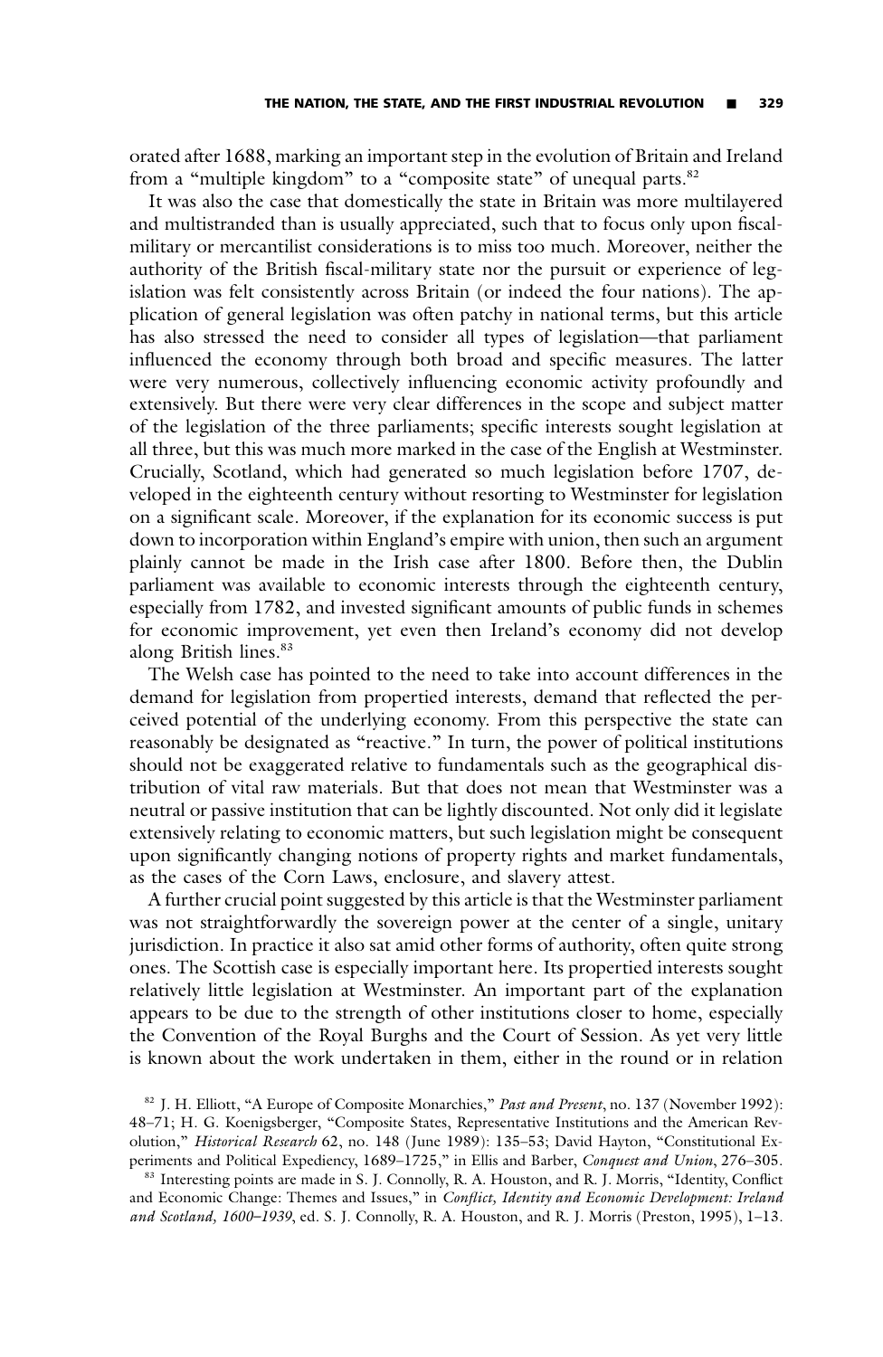orated after 1688, marking an important step in the evolution of Britain and Ireland from a "multiple kingdom" to a "composite state" of unequal parts.[82]

It was also the case that domestically the state in Britain was more multilayered and multistranded than is usually appreciated, such that to focus only upon fiscal-military or mercantilist considerations is to miss too much. Moreover, neither the authority of the British fiscal-military state nor the pursuit or experience of legislation was felt consistently across Britain (or indeed the four nations). The application of general legislation was often patchy in national terms, but this article has also stressed the need to consider all types of legislation—that parliament influenced the economy through both broad and specific measures. The latter were very numerous, collectively influencing economic activity profoundly and extensively. But there were very clear differences in the scope and subject matter of the legislation of the three parliaments; specific interests sought legislation at all three, but this was much more marked in the case of the English at Westminster. Crucially, Scotland, which had generated so much legislation before 1707, developed in the eighteenth century without resorting to Westminster for legislation on a significant scale. Moreover, if the explanation for its economic success is put down to incorporation within England's empire with union, then such an argument plainly cannot be made in the Irish case after 1800. Before then, the Dublin parliament was available to economic interests through the eighteenth century, especially from 1782, and invested significant amounts of public funds in schemes for economic improvement, yet even then Ireland's economy did not develop along British lines.[83]

The Welsh case has pointed to the need to take into account differences in the demand for legislation from propertied interests, demand that reflected the perceived potential of the underlying economy. From this perspective the state can reasonably be designated as "reactive." In turn, the power of political institutions should not be exaggerated relative to fundamentals such as the geographical distribution of vital raw materials. But that does not mean that Westminster was a neutral or passive institution that can be lightly discounted. Not only did it legislate extensively relating to economic matters, but such legislation might be consequent upon significantly changing notions of property rights and market fundamentals, as the cases of the Corn Laws, enclosure, and slavery attest.

A further crucial point suggested by this article is that the Westminster parliament was not straightforwardly the sovereign power at the center of a single, unitary jurisdiction. In practice it also sat amid other forms of authority, often quite strong ones. The Scottish case is especially important here. Its propertied interests sought relatively little legislation at Westminster. An important part of the explanation appears to be due to the strength of other institutions closer to home, especially the Convention of the Royal Burghs and the Court of Session. As yet very little is known about the work undertaken in them, either in the round or in relation

[82] J. H. Elliott, "A Europe of Composite Monarchies," *Past and Present*, no. 137 (November 1992): 48–71; H. G. Koenigsberger, "Composite States, Representative Institutions and the American Revolution," *Historical Research* 62, no. 148 (June 1989): 135–53; David Hayton, "Constitutional Experiments and Political Expediency, 1689–1725," in Ellis and Barber, *Conquest and Union*, 276–305.

[83] Interesting points are made in S. J. Connolly, R. A. Houston, and R. J. Morris, "Identity, Conflict and Economic Change: Themes and Issues," in *Conflict, Identity and Economic Development: Ireland and Scotland, 1600–1939*, ed. S. J. Connolly, R. A. Houston, and R. J. Morris (Preston, 1995), 1–13.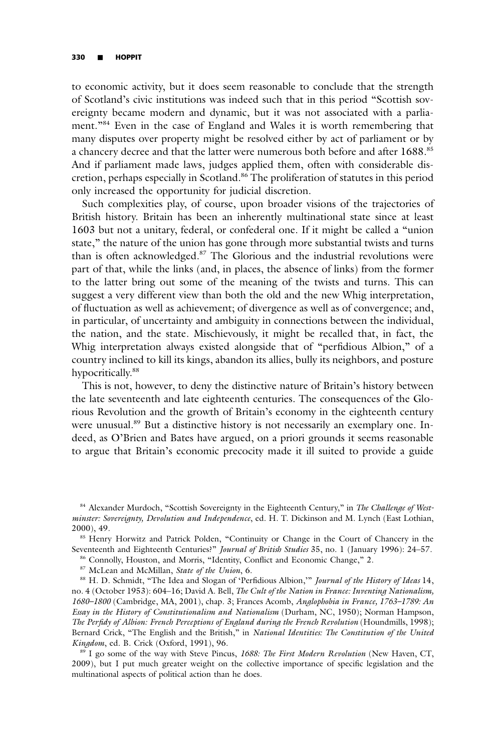to economic activity, but it does seem reasonable to conclude that the strength of Scotland's civic institutions was indeed such that in this period "Scottish sovereignty became modern and dynamic, but it was not associated with a parliament."[84] Even in the case of England and Wales it is worth remembering that many disputes over property might be resolved either by act of parliament or by a chancery decree and that the latter were numerous both before and after 1688.[85] And if parliament made laws, judges applied them, often with considerable discretion, perhaps especially in Scotland.[86] The proliferation of statutes in this period only increased the opportunity for judicial discretion.

Such complexities play, of course, upon broader visions of the trajectories of British history. Britain has been an inherently multinational state since at least 1603 but not a unitary, federal, or confederal one. If it might be called a "union state," the nature of the union has gone through more substantial twists and turns than is often acknowledged.[87] The Glorious and the industrial revolutions were part of that, while the links (and, in places, the absence of links) from the former to the latter bring out some of the meaning of the twists and turns. This can suggest a very different view than both the old and the new Whig interpretation, of fluctuation as well as achievement; of divergence as well as of convergence; and, in particular, of uncertainty and ambiguity in connections between the individual, the nation, and the state. Mischievously, it might be recalled that, in fact, the Whig interpretation always existed alongside that of "perfidious Albion," of a country inclined to kill its kings, abandon its allies, bully its neighbors, and posture hypocritically.[88]

This is not, however, to deny the distinctive nature of Britain's history between the late seventeenth and late eighteenth centuries. The consequences of the Glorious Revolution and the growth of Britain's economy in the eighteenth century were unusual.[89] But a distinctive history is not necessarily an exemplary one. Indeed, as O'Brien and Bates have argued, on a priori grounds it seems reasonable to argue that Britain's economic precocity made it ill suited to provide a guide

[84] Alexander Murdoch, "Scottish Sovereignty in the Eighteenth Century," in *The Challenge of Westminster: Sovereignty, Devolution and Independence*, ed. H. T. Dickinson and M. Lynch (East Lothian, 2000), 49.

[85] Henry Horwitz and Patrick Polden, "Continuity or Change in the Court of Chancery in the Seventeenth and Eighteenth Centuries?" *Journal of British Studies* 35, no. 1 (January 1996): 24–57.

[86] Connolly, Houston, and Morris, "Identity, Conflict and Economic Change," 2.

[87] McLean and McMillan, *State of the Union*, 6.

[88] H. D. Schmidt, "The Idea and Slogan of 'Perfidious Albion,'" *Journal of the History of Ideas* 14, no. 4 (October 1953): 604–16; David A. Bell, *The Cult of the Nation in France: Inventing Nationalism, 1680–1800* (Cambridge, MA, 2001), chap. 3; Frances Acomb, *Anglophobia in France, 1763–1789: An Essay in the History of Constitutionalism and Nationalism* (Durham, NC, 1950); Norman Hampson, *The Perfidy of Albion: French Perceptions of England during the French Revolution* (Houndmills, 1998); Bernard Crick, "The English and the British," in *National Identities: The Constitution of the United Kingdom*, ed. B. Crick (Oxford, 1991), 96.

[89] I go some of the way with Steve Pincus, *1688: The First Modern Revolution* (New Haven, CT, 2009), but I put much greater weight on the collective importance of specific legislation and the multinational aspects of political action than he does.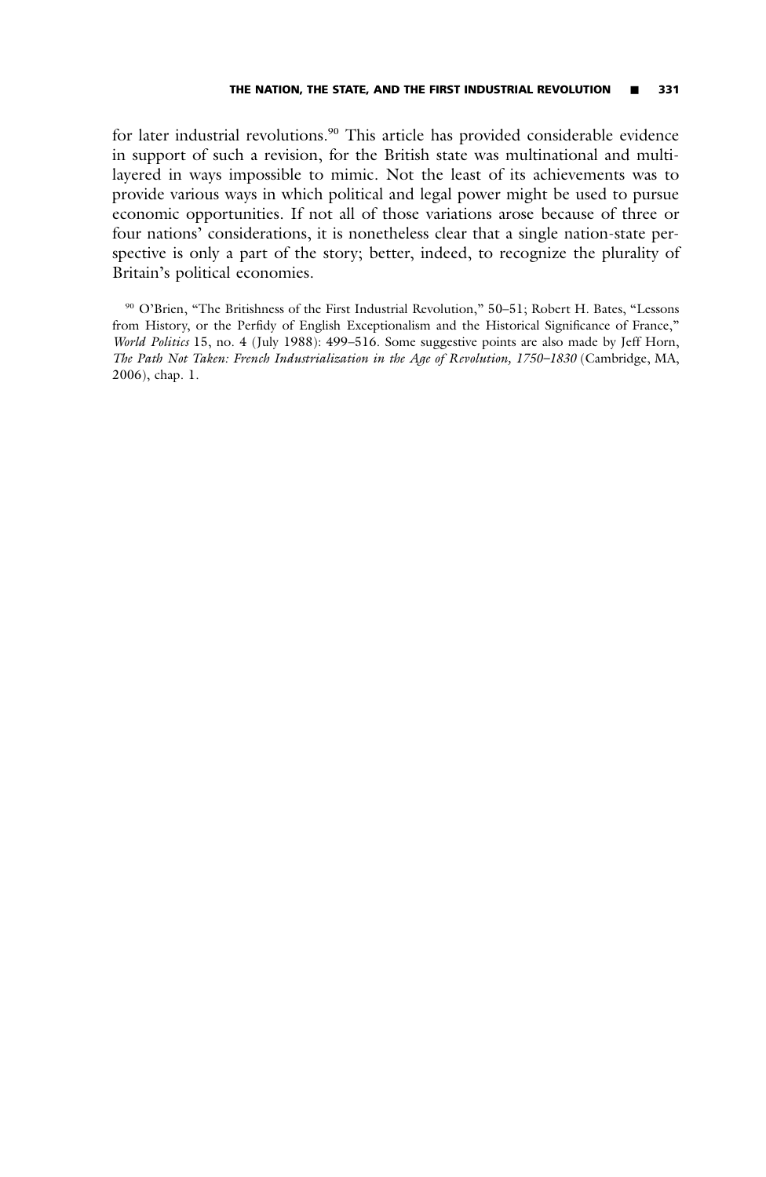for later industrial revolutions.[90] This article has provided considerable evidence in support of such a revision, for the British state was multinational and multilayered in ways impossible to mimic. Not the least of its achievements was to provide various ways in which political and legal power might be used to pursue economic opportunities. If not all of those variations arose because of three or four nations' considerations, it is nonetheless clear that a single nation-state perspective is only a part of the story; better, indeed, to recognize the plurality of Britain's political economies.

[90] O'Brien, "The Britishness of the First Industrial Revolution," 50–51; Robert H. Bates, "Lessons from History, or the Perfidy of English Exceptionalism and the Historical Significance of France," *World Politics* 15, no. 4 (July 1988): 499–516. Some suggestive points are also made by Jeff Horn, *The Path Not Taken: French Industrialization in the Age of Revolution, 1750–1830* (Cambridge, MA, 2006), chap. 1.